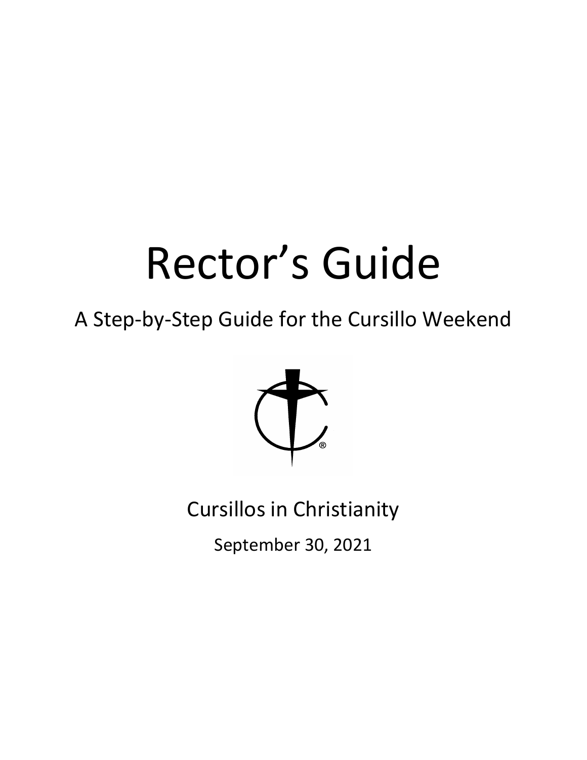# Rector's Guide

## A Step-by-Step Guide for the Cursillo Weekend

Cursillos in Christianity

September 30, 2021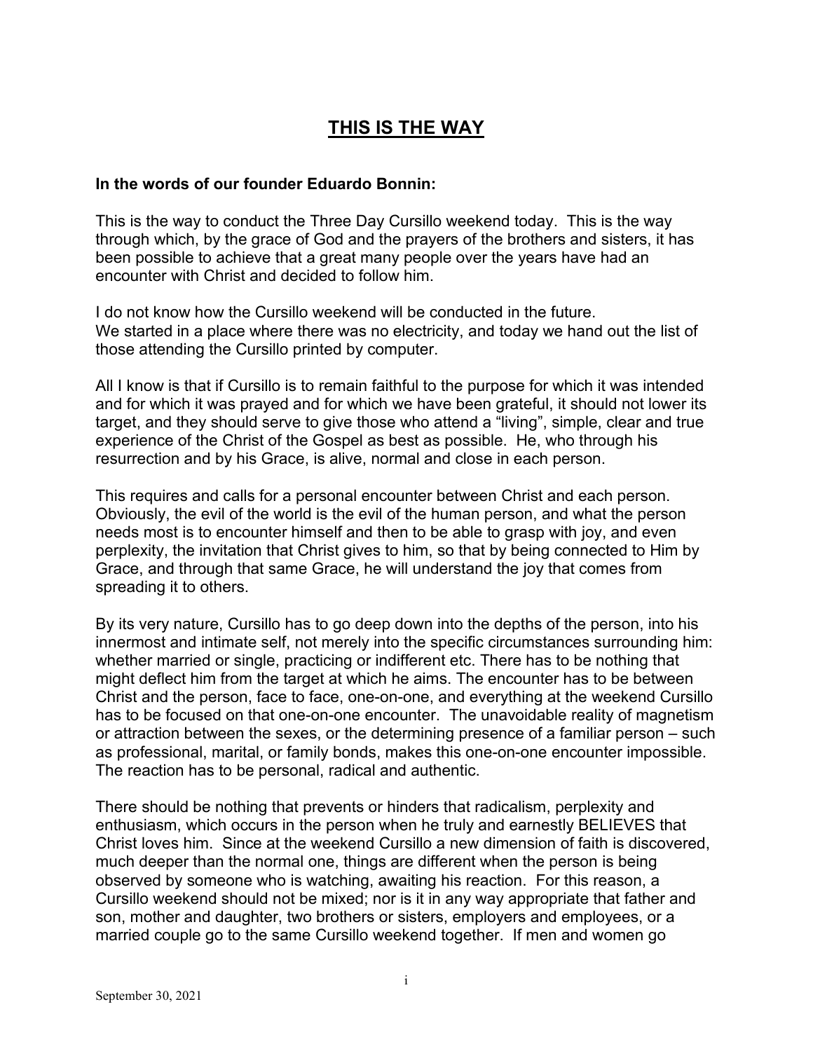# THIS IS THE WAY

**In the words of our founder Eduardo Bonnin:**

This is the way to conduct the Three Day Cursillo weekend today. This is the way through which, by the grace of God and the prayers of the brothers and sisters, it has been possible to achieve that a great many people over the years have had an encounter with Christ and decided to follow him.

I do not know how the Cursillo weekend will be conducted in the future.
We started in a place where there was no electricity, and today we hand out the list of those attending the Cursillo printed by computer.

All I know is that if Cursillo is to remain faithful to the purpose for which it was intended and for which it was prayed and for which we have been grateful, it should not lower its target, and they should serve to give those who attend a "living", simple, clear and true experience of the Christ of the Gospel as best as possible. He, who through his resurrection and by his Grace, is alive, normal and close in each person.

This requires and calls for a personal encounter between Christ and each person. Obviously, the evil of the world is the evil of the human person, and what the person needs most is to encounter himself and then to be able to grasp with joy, and even perplexity, the invitation that Christ gives to him, so that by being connected to Him by Grace, and through that same Grace, he will understand the joy that comes from spreading it to others.

By its very nature, Cursillo has to go deep down into the depths of the person, into his innermost and intimate self, not merely into the specific circumstances surrounding him: whether married or single, practicing or indifferent etc. There has to be nothing that might deflect him from the target at which he aims. The encounter has to be between Christ and the person, face to face, one-on-one, and everything at the weekend Cursillo has to be focused on that one-on-one encounter. The unavoidable reality of magnetism or attraction between the sexes, or the determining presence of a familiar person – such as professional, marital, or family bonds, makes this one-on-one encounter impossible. The reaction has to be personal, radical and authentic.

There should be nothing that prevents or hinders that radicalism, perplexity and enthusiasm, which occurs in the person when he truly and earnestly BELIEVES that Christ loves him. Since at the weekend Cursillo a new dimension of faith is discovered, much deeper than the normal one, things are different when the person is being observed by someone who is watching, awaiting his reaction. For this reason, a Cursillo weekend should not be mixed; nor is it in any way appropriate that father and son, mother and daughter, two brothers or sisters, employers and employees, or a married couple go to the same Cursillo weekend together. If men and women go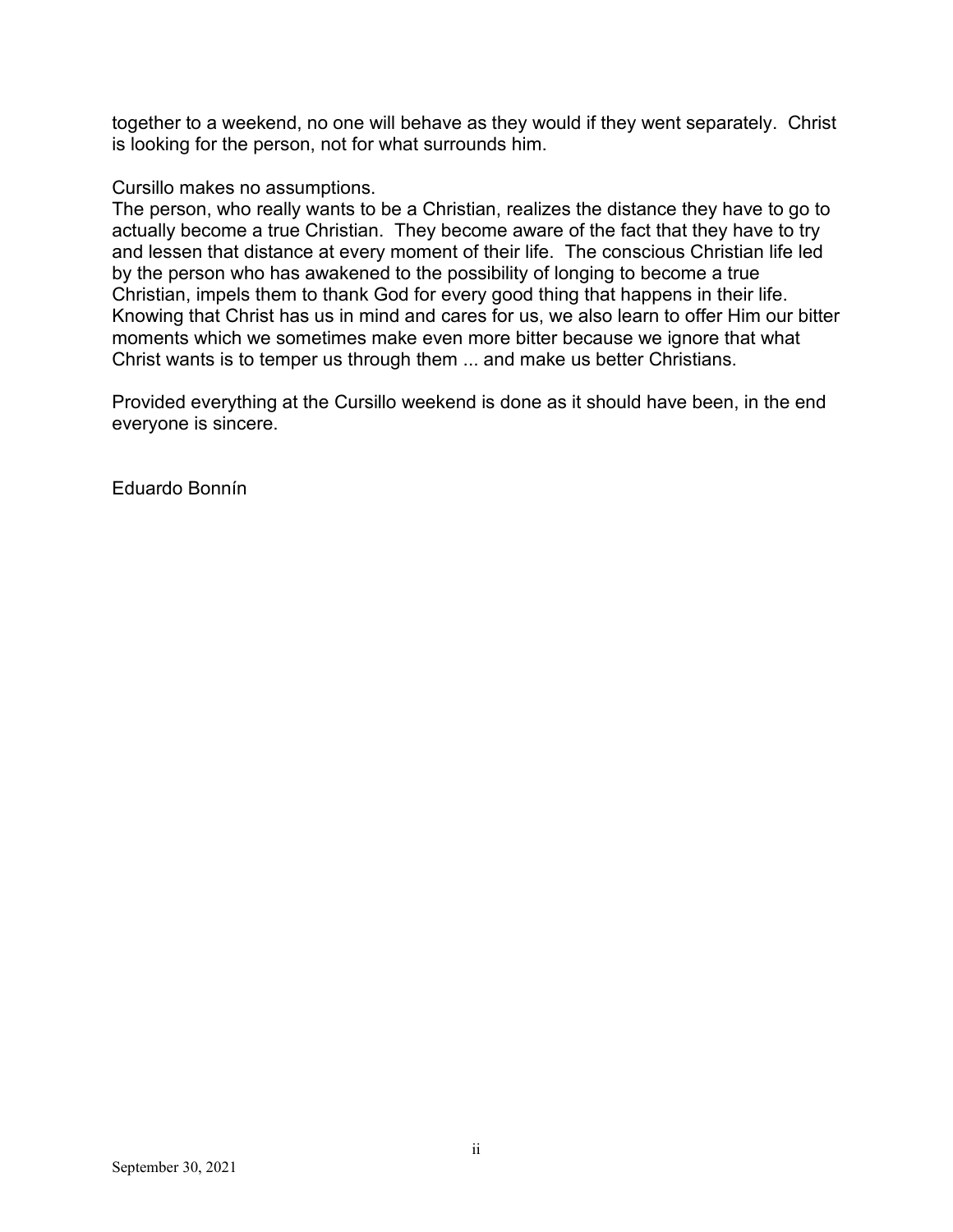together to a weekend, no one will behave as they would if they went separately. Christ is looking for the person, not for what surrounds him.

Cursillo makes no assumptions.
The person, who really wants to be a Christian, realizes the distance they have to go to actually become a true Christian. They become aware of the fact that they have to try and lessen that distance at every moment of their life. The conscious Christian life led by the person who has awakened to the possibility of longing to become a true Christian, impels them to thank God for every good thing that happens in their life. Knowing that Christ has us in mind and cares for us, we also learn to offer Him our bitter moments which we sometimes make even more bitter because we ignore that what Christ wants is to temper us through them ... and make us better Christians.

Provided everything at the Cursillo weekend is done as it should have been, in the end everyone is sincere.

Eduardo Bonnín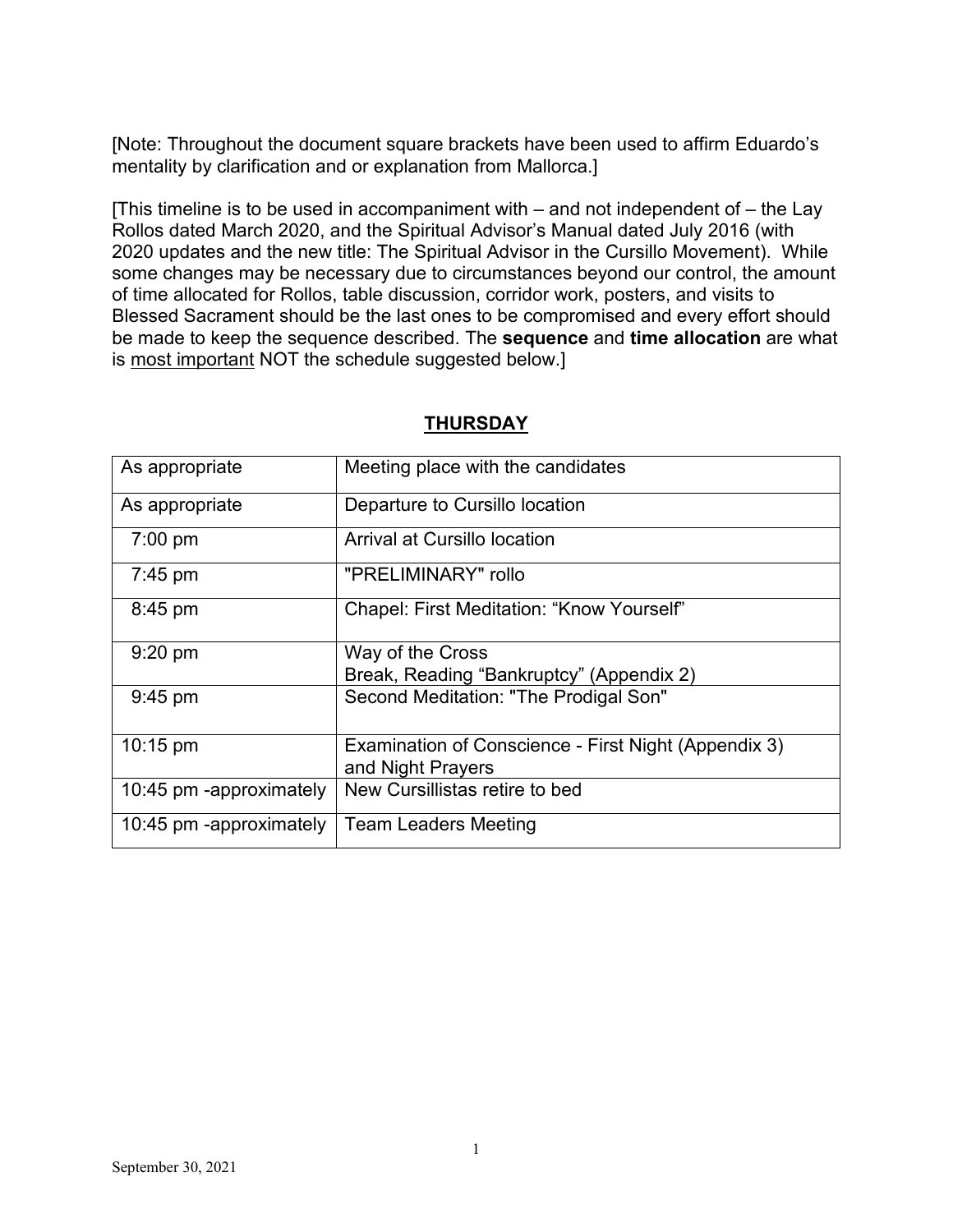[Note: Throughout the document square brackets have been used to affirm Eduardo's mentality by clarification and or explanation from Mallorca.]

[This timeline is to be used in accompaniment with – and not independent of – the Lay Rollos dated March 2020, and the Spiritual Advisor's Manual dated July 2016 (with 2020 updates and the new title: The Spiritual Advisor in the Cursillo Movement). While some changes may be necessary due to circumstances beyond our control, the amount of time allocated for Rollos, table discussion, corridor work, posters, and visits to Blessed Sacrament should be the last ones to be compromised and every effort should be made to keep the sequence described. The **sequence** and **time allocation** are what is <u>most important</u> NOT the schedule suggested below.]

## <u>THURSDAY</u>

| | |
|---|---|
| As appropriate | Meeting place with the candidates |
| As appropriate | Departure to Cursillo location |
| 7:00 pm | Arrival at Cursillo location |
| 7:45 pm | "PRELIMINARY" rollo |
| 8:45 pm | Chapel: First Meditation: "Know Yourself" |
| 9:20 pm | Way of the Cross<br>Break, Reading "Bankruptcy" (Appendix 2) |
| 9:45 pm | Second Meditation: "The Prodigal Son" |
| 10:15 pm | Examination of Conscience - First Night (Appendix 3) and Night Prayers |
| 10:45 pm -approximately | New Cursillistas retire to bed |
| 10:45 pm -approximately | Team Leaders Meeting |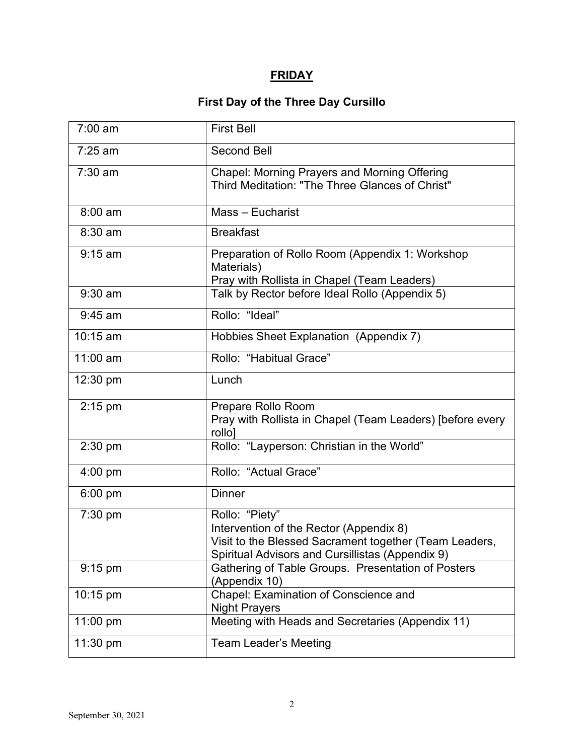## FRIDAY

### First Day of the Three Day Cursillo

| | |
|---|---|
| 7:00 am | First Bell |
| 7:25 am | Second Bell |
| 7:30 am | Chapel: Morning Prayers and Morning Offering<br>Third Meditation: "The Three Glances of Christ" |
| 8:00 am | Mass – Eucharist |
| 8:30 am | Breakfast |
| 9:15 am | Preparation of Rollo Room (Appendix 1: Workshop Materials)<br>Pray with Rollista in Chapel (Team Leaders) |
| 9:30 am | Talk by Rector before Ideal Rollo (Appendix 5) |
| 9:45 am | Rollo: "Ideal" |
| 10:15 am | Hobbies Sheet Explanation (Appendix 7) |
| 11:00 am | Rollo: "Habitual Grace" |
| 12:30 pm | Lunch |
| 2:15 pm | Prepare Rollo Room<br>Pray with Rollista in Chapel (Team Leaders) [before every rollo] |
| 2:30 pm | Rollo: "Layperson: Christian in the World" |
| 4:00 pm | Rollo: "Actual Grace" |
| 6:00 pm | Dinner |
| 7:30 pm | Rollo: "Piety"<br>Intervention of the Rector (Appendix 8)<br>Visit to the Blessed Sacrament together (Team Leaders, Spiritual Advisors and Cursillistas (Appendix 9) |
| 9:15 pm | Gathering of Table Groups. Presentation of Posters (Appendix 10) |
| 10:15 pm | Chapel: Examination of Conscience and Night Prayers |
| 11:00 pm | Meeting with Heads and Secretaries (Appendix 11) |
| 11:30 pm | Team Leader's Meeting |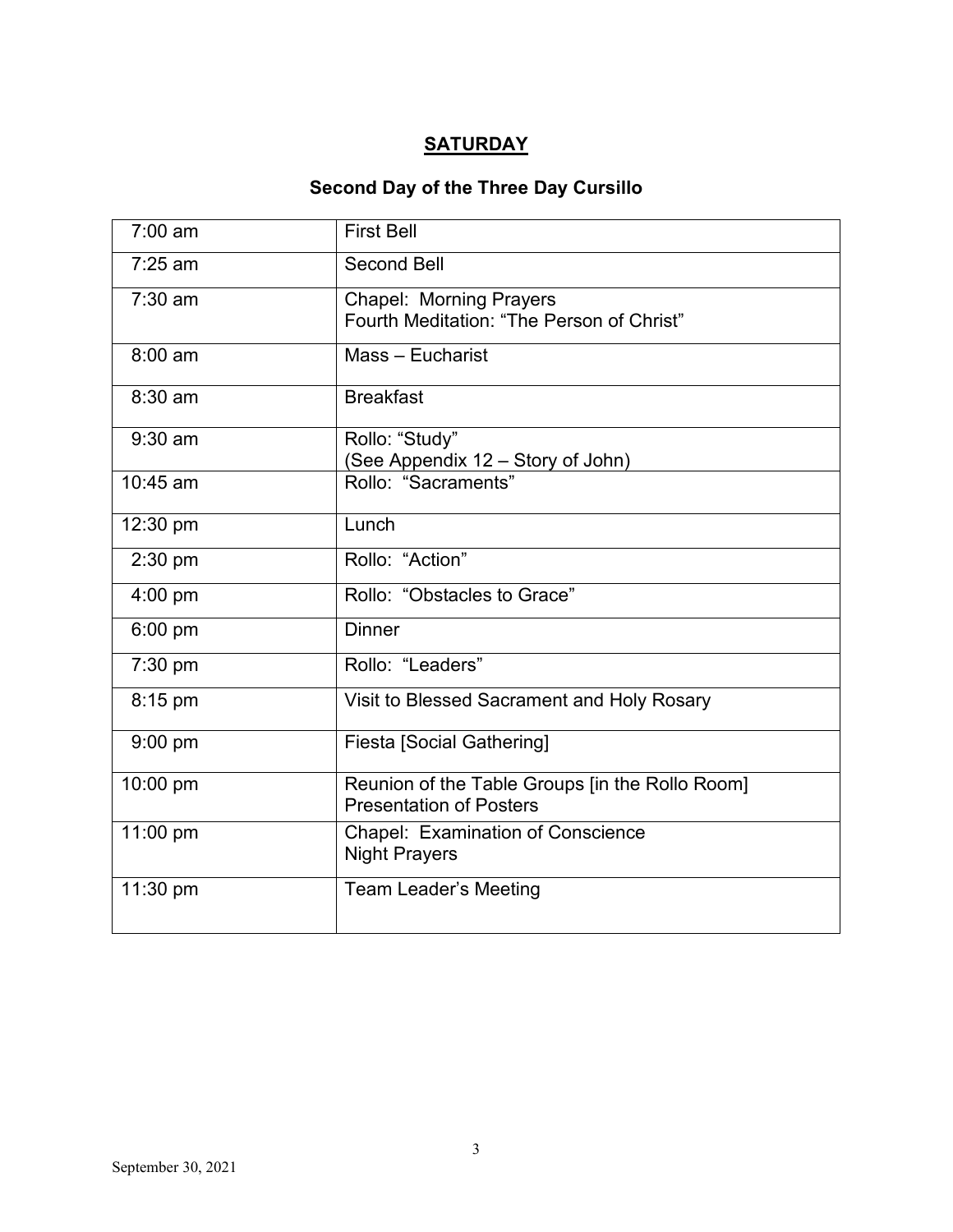# **SATURDAY**

## Second Day of the Three Day Cursillo

| | |
|---|---|
| 7:00 am | First Bell |
| 7:25 am | Second Bell |
| 7:30 am | Chapel: Morning Prayers<br>Fourth Meditation: "The Person of Christ" |
| 8:00 am | Mass – Eucharist |
| 8:30 am | Breakfast |
| 9:30 am | Rollo: "Study"<br>(See Appendix 12 – Story of John) |
| 10:45 am | Rollo: "Sacraments" |
| 12:30 pm | Lunch |
| 2:30 pm | Rollo: "Action" |
| 4:00 pm | Rollo: "Obstacles to Grace" |
| 6:00 pm | Dinner |
| 7:30 pm | Rollo: "Leaders" |
| 8:15 pm | Visit to Blessed Sacrament and Holy Rosary |
| 9:00 pm | Fiesta [Social Gathering] |
| 10:00 pm | Reunion of the Table Groups [in the Rollo Room]<br>Presentation of Posters |
| 11:00 pm | Chapel: Examination of Conscience<br>Night Prayers |
| 11:30 pm | Team Leader's Meeting |

September 30, 2021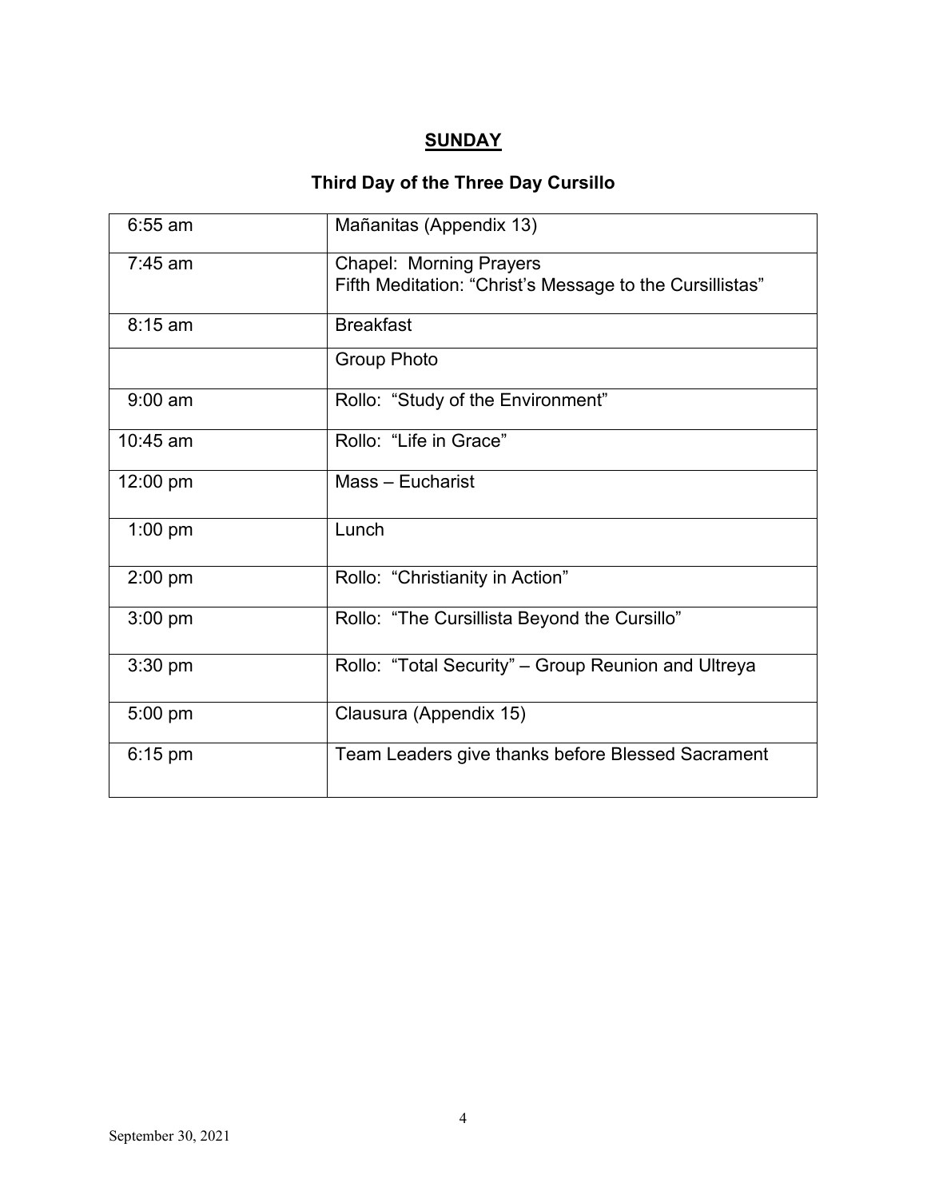## SUNDAY

### Third Day of the Three Day Cursillo

| | |
|---|---|
| 6:55 am | Mañanitas (Appendix 13) |
| 7:45 am | Chapel: Morning Prayers<br>Fifth Meditation: "Christ's Message to the Cursillistas" |
| 8:15 am | Breakfast |
| | Group Photo |
| 9:00 am | Rollo: "Study of the Environment" |
| 10:45 am | Rollo: "Life in Grace" |
| 12:00 pm | Mass – Eucharist |
| 1:00 pm | Lunch |
| 2:00 pm | Rollo: "Christianity in Action" |
| 3:00 pm | Rollo: "The Cursillista Beyond the Cursillo" |
| 3:30 pm | Rollo: "Total Security" – Group Reunion and Ultreya |
| 5:00 pm | Clausura (Appendix 15) |
| 6:15 pm | Team Leaders give thanks before Blessed Sacrament |

September 30, 2021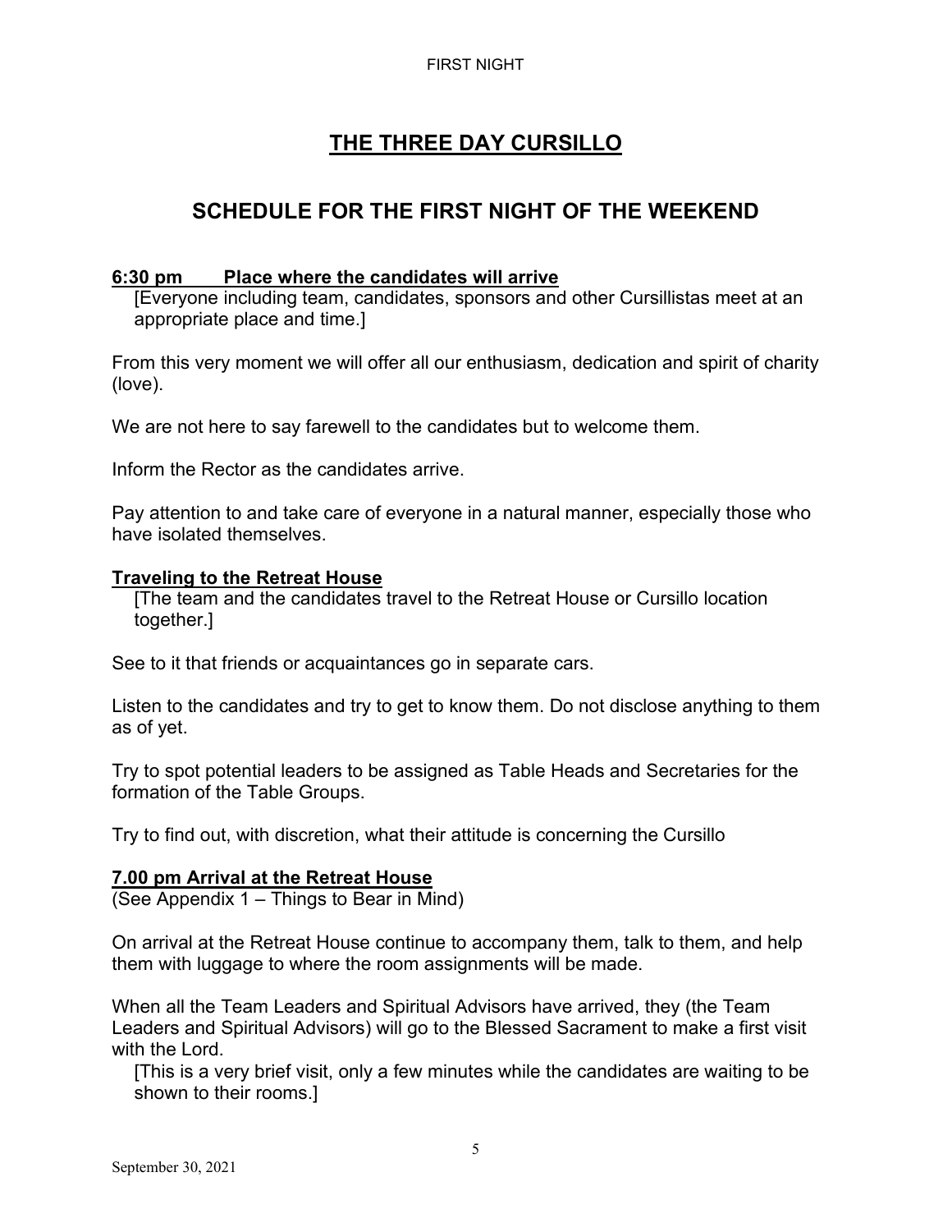# THE THREE DAY CURSILLO

## SCHEDULE FOR THE FIRST NIGHT OF THE WEEKEND

**6:30 pm Place where the candidates will arrive**

[Everyone including team, candidates, sponsors and other Cursillistas meet at an appropriate place and time.]

From this very moment we will offer all our enthusiasm, dedication and spirit of charity (love).

We are not here to say farewell to the candidates but to welcome them.

Inform the Rector as the candidates arrive.

Pay attention to and take care of everyone in a natural manner, especially those who have isolated themselves.

**Traveling to the Retreat House**

[The team and the candidates travel to the Retreat House or Cursillo location together.]

See to it that friends or acquaintances go in separate cars.

Listen to the candidates and try to get to know them. Do not disclose anything to them as of yet.

Try to spot potential leaders to be assigned as Table Heads and Secretaries for the formation of the Table Groups.

Try to find out, with discretion, what their attitude is concerning the Cursillo

**7.00 pm Arrival at the Retreat House**

(See Appendix 1 – Things to Bear in Mind)

On arrival at the Retreat House continue to accompany them, talk to them, and help them with luggage to where the room assignments will be made.

When all the Team Leaders and Spiritual Advisors have arrived, they (the Team Leaders and Spiritual Advisors) will go to the Blessed Sacrament to make a first visit with the Lord.

[This is a very brief visit, only a few minutes while the candidates are waiting to be shown to their rooms.]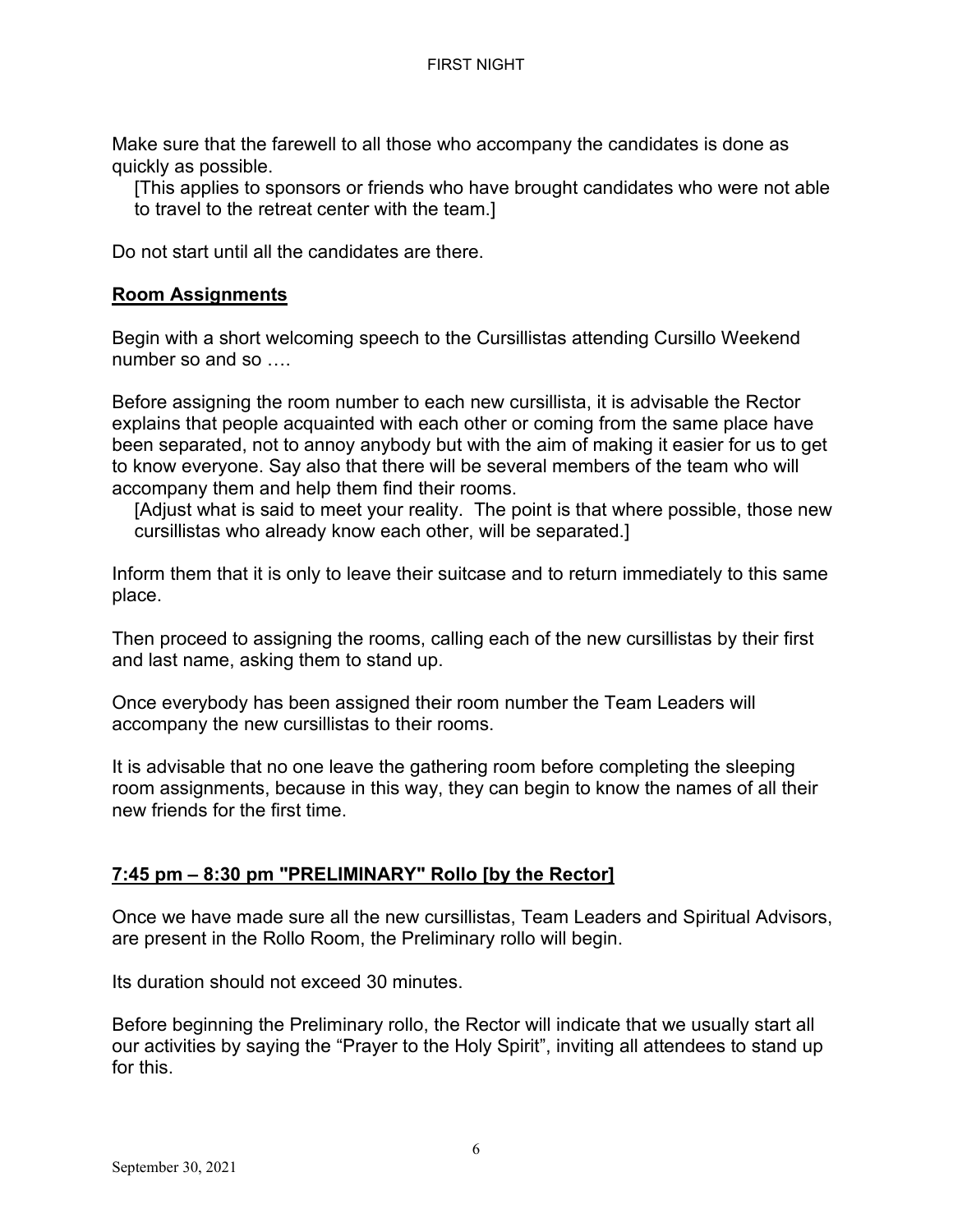Make sure that the farewell to all those who accompany the candidates is done as quickly as possible.

[This applies to sponsors or friends who have brought candidates who were not able to travel to the retreat center with the team.]

Do not start until all the candidates are there.

## **Room Assignments**

Begin with a short welcoming speech to the Cursillistas attending Cursillo Weekend number so and so ….

Before assigning the room number to each new cursillista, it is advisable the Rector explains that people acquainted with each other or coming from the same place have been separated, not to annoy anybody but with the aim of making it easier for us to get to know everyone. Say also that there will be several members of the team who will accompany them and help them find their rooms.

[Adjust what is said to meet your reality. The point is that where possible, those new cursillistas who already know each other, will be separated.]

Inform them that it is only to leave their suitcase and to return immediately to this same place.

Then proceed to assigning the rooms, calling each of the new cursillistas by their first and last name, asking them to stand up.

Once everybody has been assigned their room number the Team Leaders will accompany the new cursillistas to their rooms.

It is advisable that no one leave the gathering room before completing the sleeping room assignments, because in this way, they can begin to know the names of all their new friends for the first time.

## **7:45 pm – 8:30 pm "PRELIMINARY" Rollo [by the Rector]**

Once we have made sure all the new cursillistas, Team Leaders and Spiritual Advisors, are present in the Rollo Room, the Preliminary rollo will begin.

Its duration should not exceed 30 minutes.

Before beginning the Preliminary rollo, the Rector will indicate that we usually start all our activities by saying the "Prayer to the Holy Spirit", inviting all attendees to stand up for this.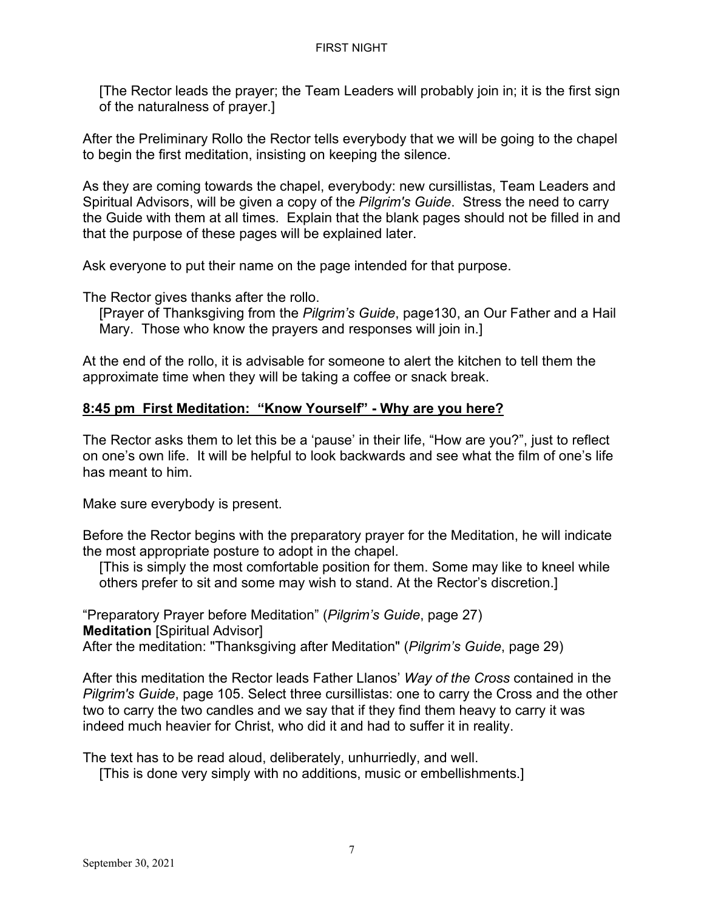[The Rector leads the prayer; the Team Leaders will probably join in; it is the first sign of the naturalness of prayer.]

After the Preliminary Rollo the Rector tells everybody that we will be going to the chapel to begin the first meditation, insisting on keeping the silence.

As they are coming towards the chapel, everybody: new cursillistas, Team Leaders and Spiritual Advisors, will be given a copy of the *Pilgrim's Guide*. Stress the need to carry the Guide with them at all times. Explain that the blank pages should not be filled in and that the purpose of these pages will be explained later.

Ask everyone to put their name on the page intended for that purpose.

The Rector gives thanks after the rollo.

[Prayer of Thanksgiving from the *Pilgrim's Guide*, page130, an Our Father and a Hail Mary. Those who know the prayers and responses will join in.]

At the end of the rollo, it is advisable for someone to alert the kitchen to tell them the approximate time when they will be taking a coffee or snack break.

## **8:45 pm First Meditation: "Know Yourself" - Why are you here?**

The Rector asks them to let this be a 'pause' in their life, "How are you?", just to reflect on one's own life. It will be helpful to look backwards and see what the film of one's life has meant to him.

Make sure everybody is present.

Before the Rector begins with the preparatory prayer for the Meditation, he will indicate the most appropriate posture to adopt in the chapel.

[This is simply the most comfortable position for them. Some may like to kneel while others prefer to sit and some may wish to stand. At the Rector's discretion.]

"Preparatory Prayer before Meditation" (*Pilgrim's Guide*, page 27)
**Meditation** [Spiritual Advisor]
After the meditation: "Thanksgiving after Meditation" (*Pilgrim's Guide*, page 29)

After this meditation the Rector leads Father Llanos' *Way of the Cross* contained in the *Pilgrim's Guide*, page 105. Select three cursillistas: one to carry the Cross and the other two to carry the two candles and we say that if they find them heavy to carry it was indeed much heavier for Christ, who did it and had to suffer it in reality.

The text has to be read aloud, deliberately, unhurriedly, and well.

[This is done very simply with no additions, music or embellishments.]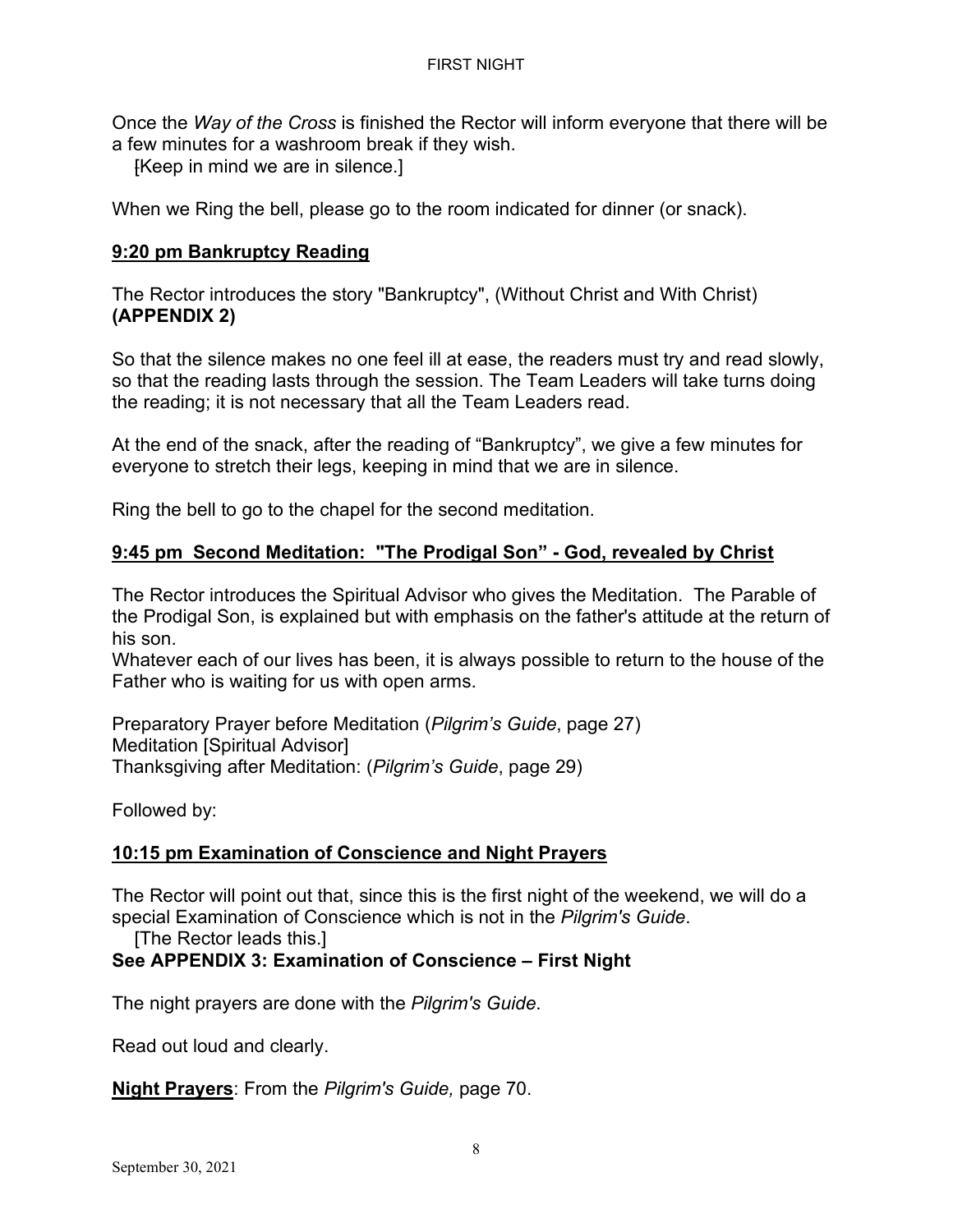Once the *Way of the Cross* is finished the Rector will inform everyone that there will be a few minutes for a washroom break if they wish.
[Keep in mind we are in silence.]

When we Ring the bell, please go to the room indicated for dinner (or snack).

**9:20 pm Bankruptcy Reading**

The Rector introduces the story "Bankruptcy", (Without Christ and With Christ) **(APPENDIX 2)**

So that the silence makes no one feel ill at ease, the readers must try and read slowly, so that the reading lasts through the session. The Team Leaders will take turns doing the reading; it is not necessary that all the Team Leaders read.

At the end of the snack, after the reading of "Bankruptcy", we give a few minutes for everyone to stretch their legs, keeping in mind that we are in silence.

Ring the bell to go to the chapel for the second meditation.

**9:45 pm Second Meditation: "The Prodigal Son" - God, revealed by Christ**

The Rector introduces the Spiritual Advisor who gives the Meditation. The Parable of the Prodigal Son, is explained but with emphasis on the father's attitude at the return of his son.
Whatever each of our lives has been, it is always possible to return to the house of the Father who is waiting for us with open arms.

Preparatory Prayer before Meditation (*Pilgrim's Guide*, page 27)
Meditation [Spiritual Advisor]
Thanksgiving after Meditation: (*Pilgrim's Guide*, page 29)

Followed by:

**10:15 pm Examination of Conscience and Night Prayers**

The Rector will point out that, since this is the first night of the weekend, we will do a special Examination of Conscience which is not in the *Pilgrim's Guide*.
[The Rector leads this.]
**See APPENDIX 3: Examination of Conscience – First Night**

The night prayers are done with the *Pilgrim's Guide*.

Read out loud and clearly.

**Night Prayers**: From the *Pilgrim's Guide,* page 70.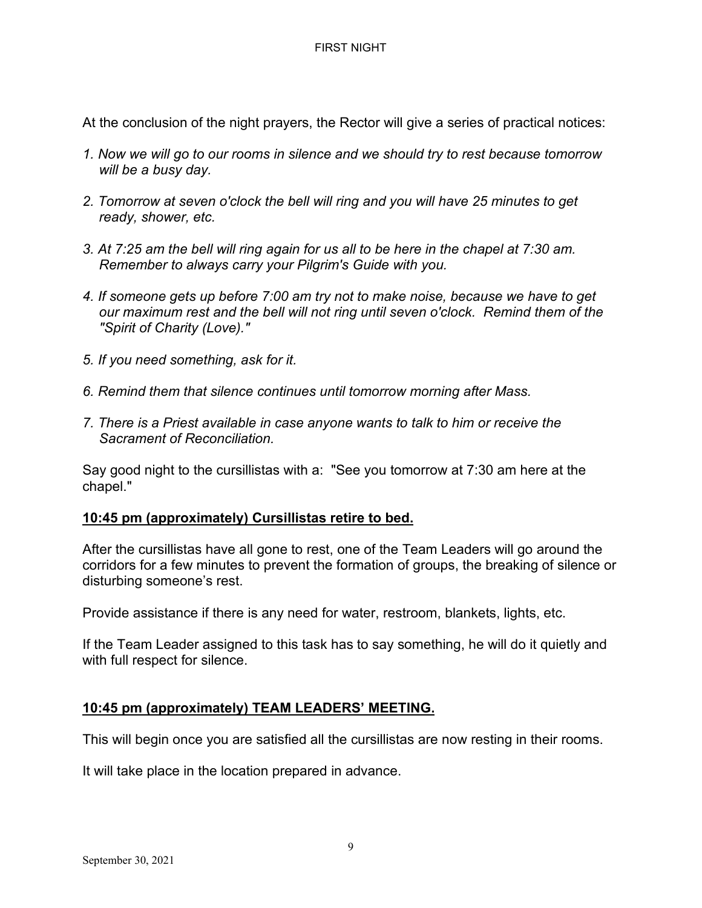At the conclusion of the night prayers, the Rector will give a series of practical notices:

1. *Now we will go to our rooms in silence and we should try to rest because tomorrow will be a busy day.*

2. *Tomorrow at seven o'clock the bell will ring and you will have 25 minutes to get ready, shower, etc.*

3. *At 7:25 am the bell will ring again for us all to be here in the chapel at 7:30 am. Remember to always carry your Pilgrim's Guide with you.*

4. *If someone gets up before 7:00 am try not to make noise, because we have to get our maximum rest and the bell will not ring until seven o'clock. Remind them of the "Spirit of Charity (Love)."*

5. *If you need something, ask for it.*

6. *Remind them that silence continues until tomorrow morning after Mass.*

7. *There is a Priest available in case anyone wants to talk to him or receive the Sacrament of Reconciliation.*

Say good night to the cursillistas with a: "See you tomorrow at 7:30 am here at the chapel."

**10:45 pm (approximately) Cursillistas retire to bed.**

After the cursillistas have all gone to rest, one of the Team Leaders will go around the corridors for a few minutes to prevent the formation of groups, the breaking of silence or disturbing someone's rest.

Provide assistance if there is any need for water, restroom, blankets, lights, etc.

If the Team Leader assigned to this task has to say something, he will do it quietly and with full respect for silence.

**10:45 pm (approximately) TEAM LEADERS' MEETING.**

This will begin once you are satisfied all the cursillistas are now resting in their rooms.

It will take place in the location prepared in advance.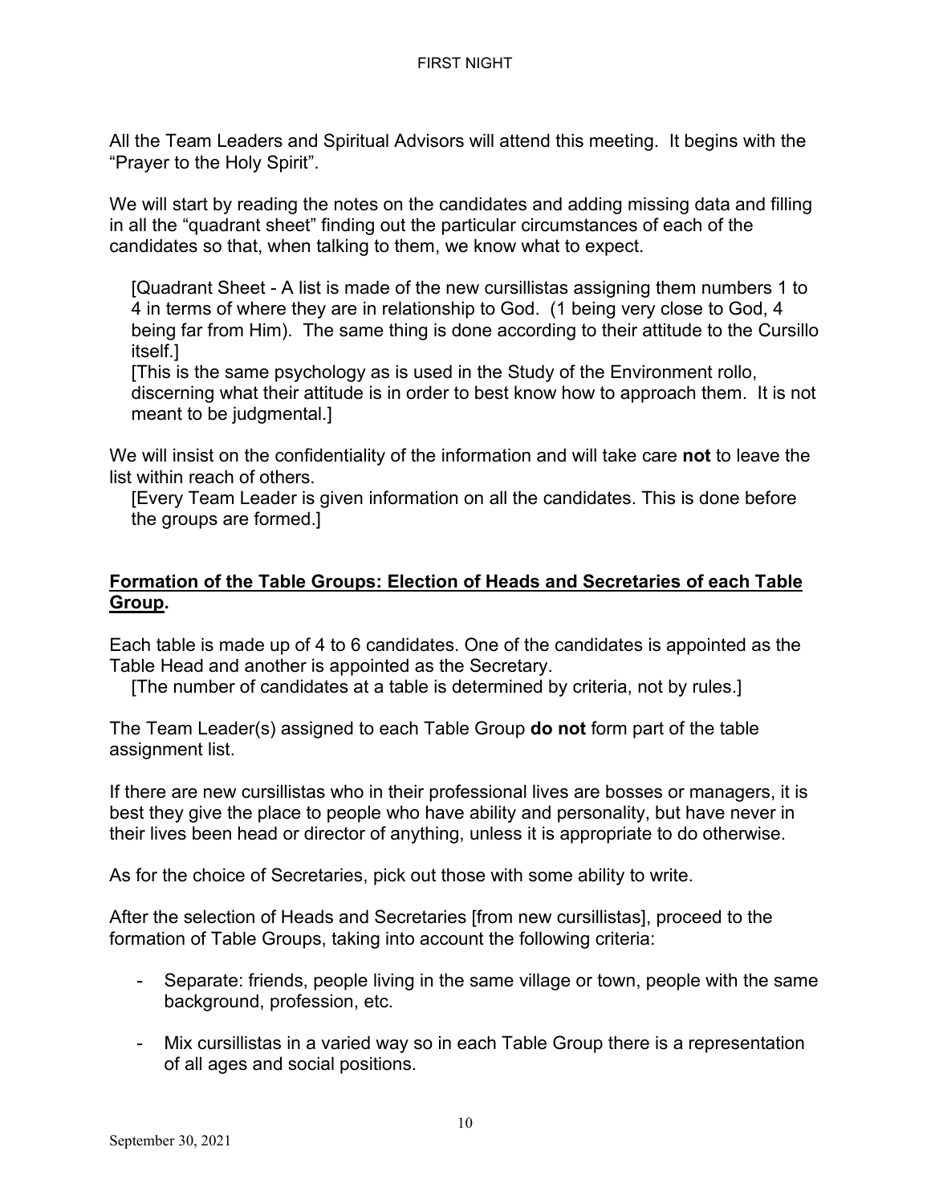All the Team Leaders and Spiritual Advisors will attend this meeting. It begins with the "Prayer to the Holy Spirit".

We will start by reading the notes on the candidates and adding missing data and filling in all the "quadrant sheet" finding out the particular circumstances of each of the candidates so that, when talking to them, we know what to expect.

> [Quadrant Sheet - A list is made of the new cursillistas assigning them numbers 1 to 4 in terms of where they are in relationship to God. (1 being very close to God, 4 being far from Him). The same thing is done according to their attitude to the Cursillo itself.]
> [This is the same psychology as is used in the Study of the Environment rollo, discerning what their attitude is in order to best know how to approach them. It is not meant to be judgmental.]

We will insist on the confidentiality of the information and will take care **not** to leave the list within reach of others.

> [Every Team Leader is given information on all the candidates. This is done before the groups are formed.]

## Formation of the Table Groups: Election of Heads and Secretaries of each Table Group.

Each table is made up of 4 to 6 candidates. One of the candidates is appointed as the Table Head and another is appointed as the Secretary.

> [The number of candidates at a table is determined by criteria, not by rules.]

The Team Leader(s) assigned to each Table Group **do not** form part of the table assignment list.

If there are new cursillistas who in their professional lives are bosses or managers, it is best they give the place to people who have ability and personality, but have never in their lives been head or director of anything, unless it is appropriate to do otherwise.

As for the choice of Secretaries, pick out those with some ability to write.

After the selection of Heads and Secretaries [from new cursillistas], proceed to the formation of Table Groups, taking into account the following criteria:

- Separate: friends, people living in the same village or town, people with the same background, profession, etc.
- Mix cursillistas in a varied way so in each Table Group there is a representation of all ages and social positions.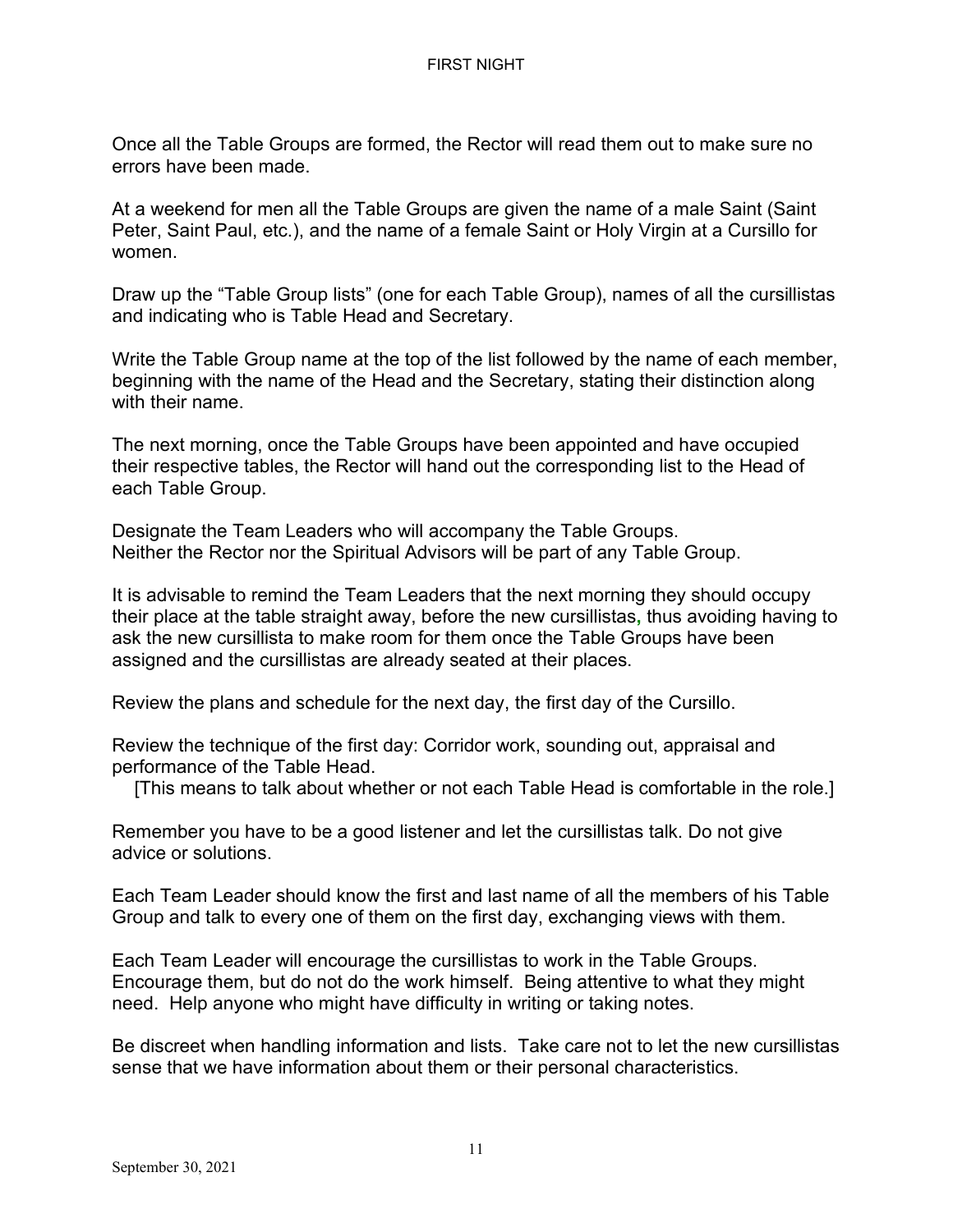Once all the Table Groups are formed, the Rector will read them out to make sure no errors have been made.

At a weekend for men all the Table Groups are given the name of a male Saint (Saint Peter, Saint Paul, etc.), and the name of a female Saint or Holy Virgin at a Cursillo for women.

Draw up the "Table Group lists" (one for each Table Group), names of all the cursillistas and indicating who is Table Head and Secretary.

Write the Table Group name at the top of the list followed by the name of each member, beginning with the name of the Head and the Secretary, stating their distinction along with their name.

The next morning, once the Table Groups have been appointed and have occupied their respective tables, the Rector will hand out the corresponding list to the Head of each Table Group.

Designate the Team Leaders who will accompany the Table Groups.
Neither the Rector nor the Spiritual Advisors will be part of any Table Group.

It is advisable to remind the Team Leaders that the next morning they should occupy their place at the table straight away, before the new cursillistas, thus avoiding having to ask the new cursillista to make room for them once the Table Groups have been assigned and the cursillistas are already seated at their places.

Review the plans and schedule for the next day, the first day of the Cursillo.

Review the technique of the first day: Corridor work, sounding out, appraisal and performance of the Table Head.
[This means to talk about whether or not each Table Head is comfortable in the role.]

Remember you have to be a good listener and let the cursillistas talk. Do not give advice or solutions.

Each Team Leader should know the first and last name of all the members of his Table Group and talk to every one of them on the first day, exchanging views with them.

Each Team Leader will encourage the cursillistas to work in the Table Groups. Encourage them, but do not do the work himself. Being attentive to what they might need. Help anyone who might have difficulty in writing or taking notes.

Be discreet when handling information and lists. Take care not to let the new cursillistas sense that we have information about them or their personal characteristics.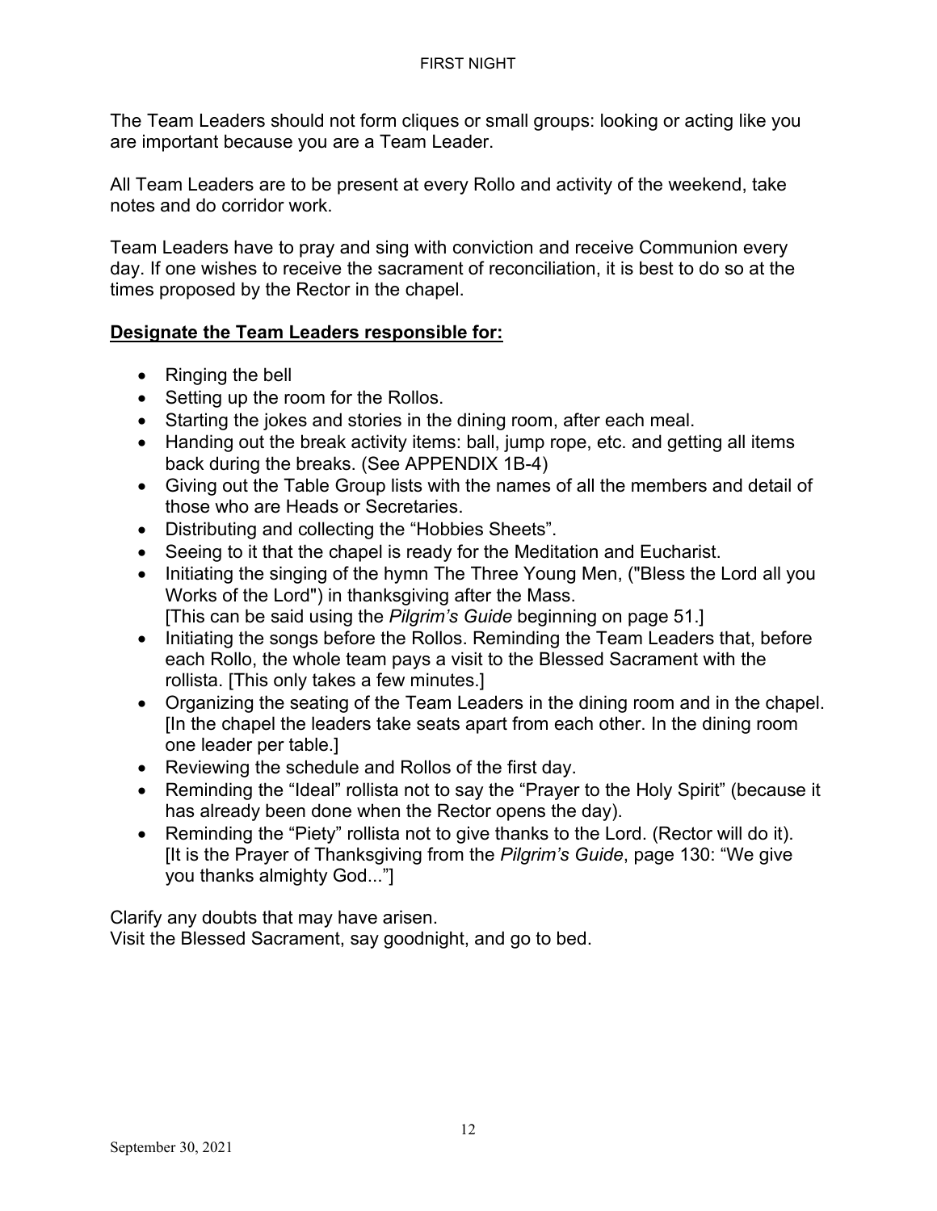The Team Leaders should not form cliques or small groups: looking or acting like you are important because you are a Team Leader.

All Team Leaders are to be present at every Rollo and activity of the weekend, take notes and do corridor work.

Team Leaders have to pray and sing with conviction and receive Communion every day. If one wishes to receive the sacrament of reconciliation, it is best to do so at the times proposed by the Rector in the chapel.

**Designate the Team Leaders responsible for:**

- Ringing the bell
- Setting up the room for the Rollos.
- Starting the jokes and stories in the dining room, after each meal.
- Handing out the break activity items: ball, jump rope, etc. and getting all items back during the breaks. (See APPENDIX 1B-4)
- Giving out the Table Group lists with the names of all the members and detail of those who are Heads or Secretaries.
- Distributing and collecting the "Hobbies Sheets".
- Seeing to it that the chapel is ready for the Meditation and Eucharist.
- Initiating the singing of the hymn The Three Young Men, ("Bless the Lord all you Works of the Lord") in thanksgiving after the Mass.
  [This can be said using the *Pilgrim's Guide* beginning on page 51.]
- Initiating the songs before the Rollos. Reminding the Team Leaders that, before each Rollo, the whole team pays a visit to the Blessed Sacrament with the rollista. [This only takes a few minutes.]
- Organizing the seating of the Team Leaders in the dining room and in the chapel. [In the chapel the leaders take seats apart from each other. In the dining room one leader per table.]
- Reviewing the schedule and Rollos of the first day.
- Reminding the "Ideal" rollista not to say the "Prayer to the Holy Spirit" (because it has already been done when the Rector opens the day).
- Reminding the "Piety" rollista not to give thanks to the Lord. (Rector will do it). [It is the Prayer of Thanksgiving from the *Pilgrim's Guide*, page 130: "We give you thanks almighty God..."]

Clarify any doubts that may have arisen.
Visit the Blessed Sacrament, say goodnight, and go to bed.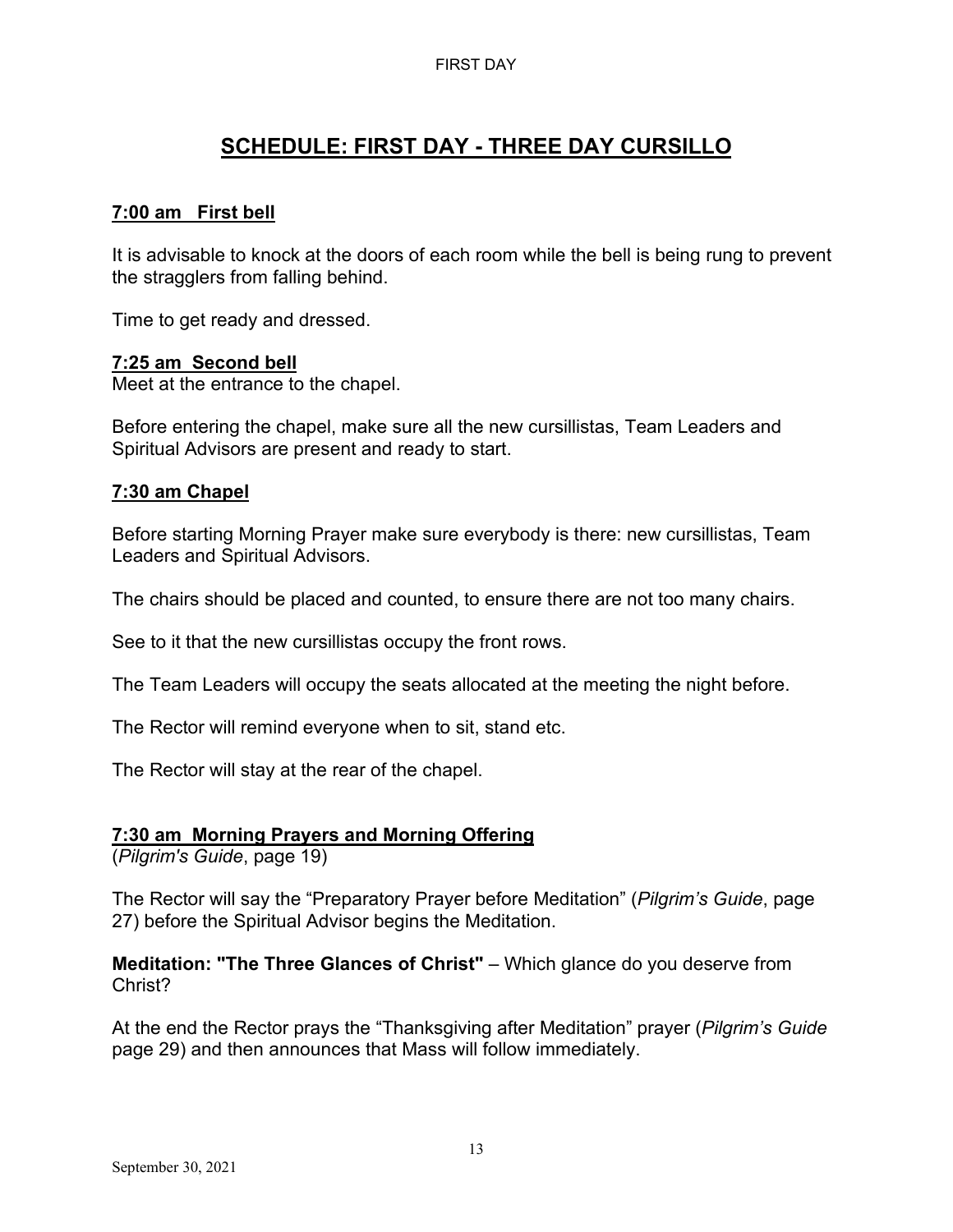# SCHEDULE: FIRST DAY - THREE DAY CURSILLO

## 7:00 am First bell

It is advisable to knock at the doors of each room while the bell is being rung to prevent the stragglers from falling behind.

Time to get ready and dressed.

## 7:25 am Second bell

Meet at the entrance to the chapel.

Before entering the chapel, make sure all the new cursillistas, Team Leaders and Spiritual Advisors are present and ready to start.

## 7:30 am Chapel

Before starting Morning Prayer make sure everybody is there: new cursillistas, Team Leaders and Spiritual Advisors.

The chairs should be placed and counted, to ensure there are not too many chairs.

See to it that the new cursillistas occupy the front rows.

The Team Leaders will occupy the seats allocated at the meeting the night before.

The Rector will remind everyone when to sit, stand etc.

The Rector will stay at the rear of the chapel.

## 7:30 am Morning Prayers and Morning Offering

(*Pilgrim's Guide*, page 19)

The Rector will say the "Preparatory Prayer before Meditation" (*Pilgrim's Guide*, page 27) before the Spiritual Advisor begins the Meditation.

**Meditation: "The Three Glances of Christ"** – Which glance do you deserve from Christ?

At the end the Rector prays the "Thanksgiving after Meditation" prayer (*Pilgrim's Guide* page 29) and then announces that Mass will follow immediately.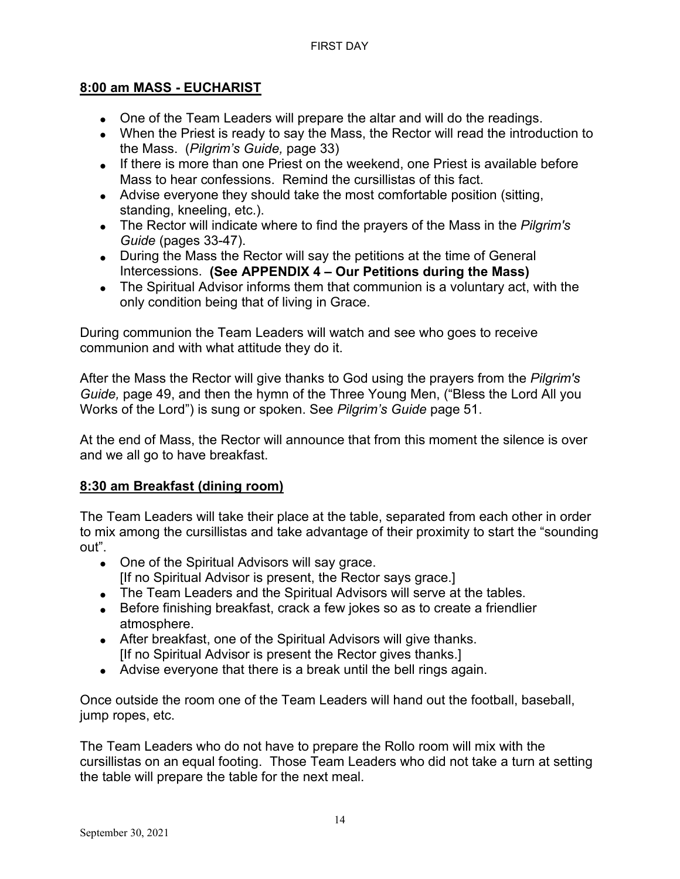## 8:00 am MASS - EUCHARIST

- One of the Team Leaders will prepare the altar and will do the readings.
- When the Priest is ready to say the Mass, the Rector will read the introduction to the Mass. (*Pilgrim's Guide,* page 33)
- If there is more than one Priest on the weekend, one Priest is available before Mass to hear confessions. Remind the cursillistas of this fact.
- Advise everyone they should take the most comfortable position (sitting, standing, kneeling, etc.).
- The Rector will indicate where to find the prayers of the Mass in the *Pilgrim's Guide* (pages 33-47).
- During the Mass the Rector will say the petitions at the time of General Intercessions. **(See APPENDIX 4 – Our Petitions during the Mass)**
- The Spiritual Advisor informs them that communion is a voluntary act, with the only condition being that of living in Grace.

During communion the Team Leaders will watch and see who goes to receive communion and with what attitude they do it.

After the Mass the Rector will give thanks to God using the prayers from the *Pilgrim's Guide,* page 49, and then the hymn of the Three Young Men, ("Bless the Lord All you Works of the Lord") is sung or spoken. See *Pilgrim's Guide* page 51.

At the end of Mass, the Rector will announce that from this moment the silence is over and we all go to have breakfast.

## 8:30 am Breakfast (dining room)

The Team Leaders will take their place at the table, separated from each other in order to mix among the cursillistas and take advantage of their proximity to start the "sounding out".

- One of the Spiritual Advisors will say grace.
  [If no Spiritual Advisor is present, the Rector says grace.]
- The Team Leaders and the Spiritual Advisors will serve at the tables.
- Before finishing breakfast, crack a few jokes so as to create a friendlier atmosphere.
- After breakfast, one of the Spiritual Advisors will give thanks.
  [If no Spiritual Advisor is present the Rector gives thanks.]
- Advise everyone that there is a break until the bell rings again.

Once outside the room one of the Team Leaders will hand out the football, baseball, jump ropes, etc.

The Team Leaders who do not have to prepare the Rollo room will mix with the cursillistas on an equal footing. Those Team Leaders who did not take a turn at setting the table will prepare the table for the next meal.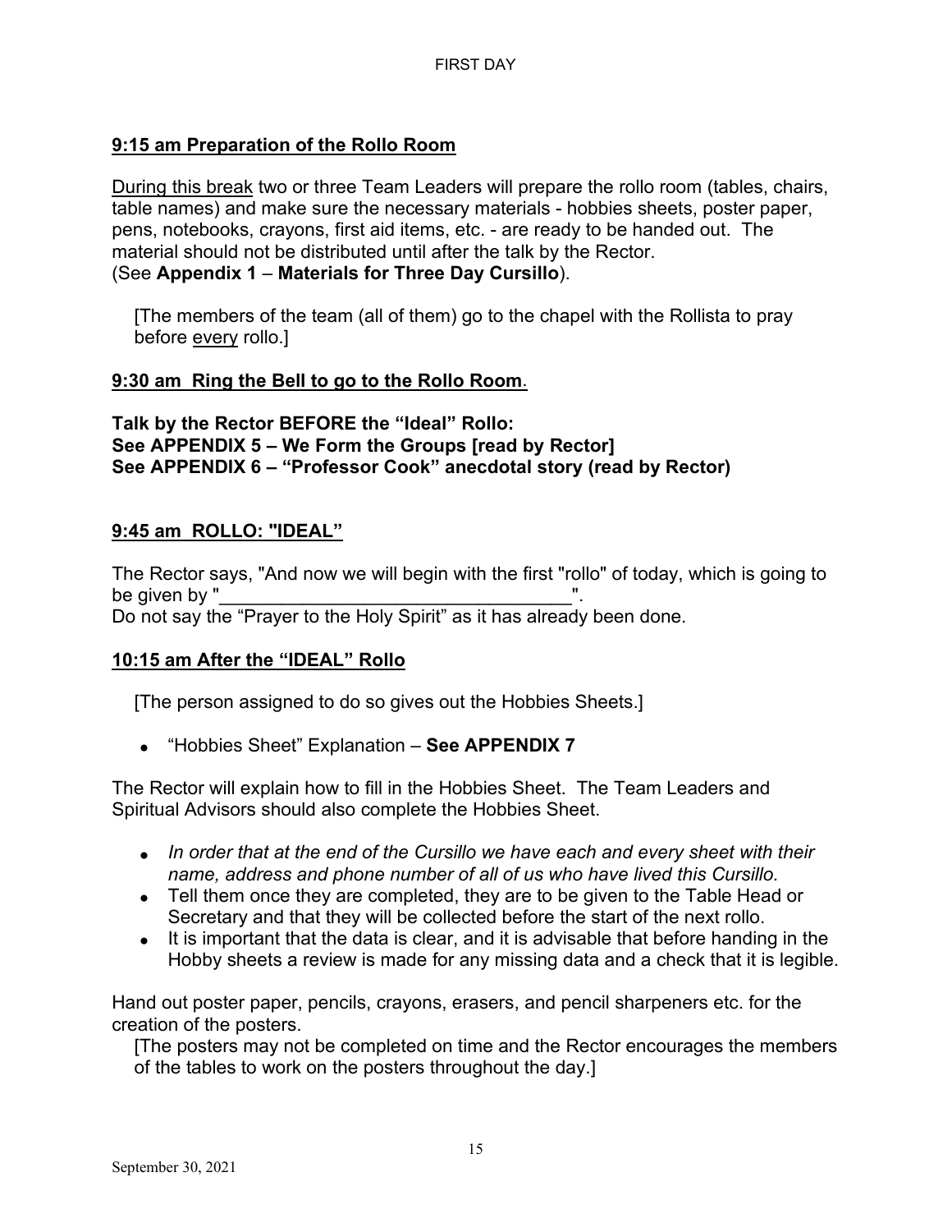**<u>9:15 am Preparation of the Rollo Room</u>**

<u>During this break</u> two or three Team Leaders will prepare the rollo room (tables, chairs, table names) and make sure the necessary materials - hobbies sheets, poster paper, pens, notebooks, crayons, first aid items, etc. - are ready to be handed out. The material should not be distributed until after the talk by the Rector. (See **Appendix 1** – **Materials for Three Day Cursillo**).

[The members of the team (all of them) go to the chapel with the Rollista to pray before <u>every</u> rollo.]

**<u>9:30 am Ring the Bell to go to the Rollo Room</u>**.

**Talk by the Rector BEFORE the "Ideal" Rollo:**
**See APPENDIX 5 – We Form the Groups [read by Rector]**
**See APPENDIX 6 – "Professor Cook" anecdotal story (read by Rector)**

**<u>9:45 am ROLLO: "IDEAL"</u>**

The Rector says, "And now we will begin with the first "rollo" of today, which is going to be given by "__________________________________".
Do not say the "Prayer to the Holy Spirit" as it has already been done.

**<u>10:15 am After the "IDEAL" Rollo</u>**

[The person assigned to do so gives out the Hobbies Sheets.]

- "Hobbies Sheet" Explanation – **See APPENDIX 7**

The Rector will explain how to fill in the Hobbies Sheet. The Team Leaders and Spiritual Advisors should also complete the Hobbies Sheet.

- *In order that at the end of the Cursillo we have each and every sheet with their name, address and phone number of all of us who have lived this Cursillo.*
- Tell them once they are completed, they are to be given to the Table Head or Secretary and that they will be collected before the start of the next rollo.
- It is important that the data is clear, and it is advisable that before handing in the Hobby sheets a review is made for any missing data and a check that it is legible.

Hand out poster paper, pencils, crayons, erasers, and pencil sharpeners etc. for the creation of the posters.

[The posters may not be completed on time and the Rector encourages the members of the tables to work on the posters throughout the day.]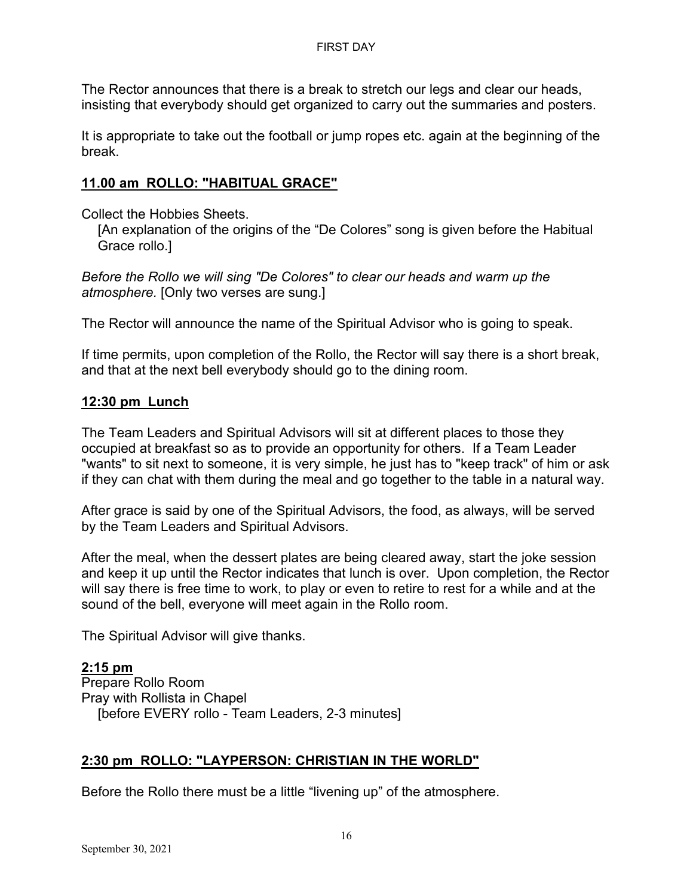The Rector announces that there is a break to stretch our legs and clear our heads, insisting that everybody should get organized to carry out the summaries and posters.

It is appropriate to take out the football or jump ropes etc. again at the beginning of the break.

## 11.00 am ROLLO: "HABITUAL GRACE"

Collect the Hobbies Sheets.

[An explanation of the origins of the “De Colores” song is given before the Habitual Grace rollo.]

*Before the Rollo we will sing "De Colores" to clear our heads and warm up the atmosphere.* [Only two verses are sung.]

The Rector will announce the name of the Spiritual Advisor who is going to speak.

If time permits, upon completion of the Rollo, the Rector will say there is a short break, and that at the next bell everybody should go to the dining room.

## 12:30 pm Lunch

The Team Leaders and Spiritual Advisors will sit at different places to those they occupied at breakfast so as to provide an opportunity for others. If a Team Leader "wants" to sit next to someone, it is very simple, he just has to "keep track" of him or ask if they can chat with them during the meal and go together to the table in a natural way.

After grace is said by one of the Spiritual Advisors, the food, as always, will be served by the Team Leaders and Spiritual Advisors.

After the meal, when the dessert plates are being cleared away, start the joke session and keep it up until the Rector indicates that lunch is over. Upon completion, the Rector will say there is free time to work, to play or even to retire to rest for a while and at the sound of the bell, everyone will meet again in the Rollo room.

The Spiritual Advisor will give thanks.

## 2:15 pm

Prepare Rollo Room
Pray with Rollista in Chapel
[before EVERY rollo - Team Leaders, 2-3 minutes]

## 2:30 pm ROLLO: "LAYPERSON: CHRISTIAN IN THE WORLD"

Before the Rollo there must be a little “livening up” of the atmosphere.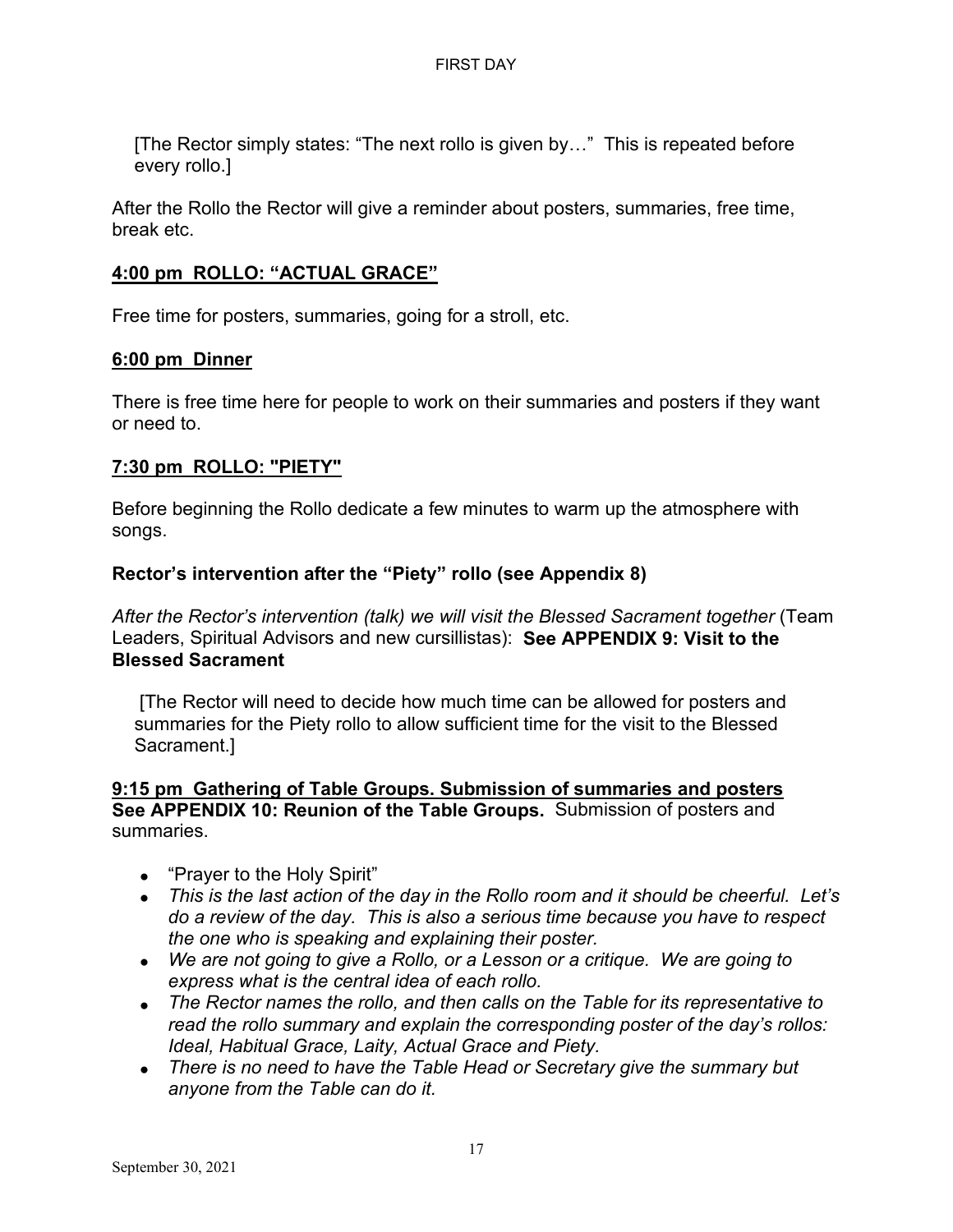[The Rector simply states: "The next rollo is given by…" This is repeated before every rollo.]

After the Rollo the Rector will give a reminder about posters, summaries, free time, break etc.

## 4:00 pm ROLLO: "ACTUAL GRACE"

Free time for posters, summaries, going for a stroll, etc.

## 6:00 pm Dinner

There is free time here for people to work on their summaries and posters if they want or need to.

## 7:30 pm ROLLO: "PIETY"

Before beginning the Rollo dedicate a few minutes to warm up the atmosphere with songs.

**Rector's intervention after the "Piety" rollo (see Appendix 8)**

*After the Rector's intervention (talk) we will visit the Blessed Sacrament together* (Team Leaders, Spiritual Advisors and new cursillistas): **See APPENDIX 9: Visit to the Blessed Sacrament**

[The Rector will need to decide how much time can be allowed for posters and summaries for the Piety rollo to allow sufficient time for the visit to the Blessed Sacrament.]

## 9:15 pm Gathering of Table Groups. Submission of summaries and posters

**See APPENDIX 10: Reunion of the Table Groups.** Submission of posters and summaries.

- "Prayer to the Holy Spirit"
- *This is the last action of the day in the Rollo room and it should be cheerful. Let's do a review of the day. This is also a serious time because you have to respect the one who is speaking and explaining their poster.*
- *We are not going to give a Rollo, or a Lesson or a critique. We are going to express what is the central idea of each rollo.*
- *The Rector names the rollo, and then calls on the Table for its representative to read the rollo summary and explain the corresponding poster of the day's rollos: Ideal, Habitual Grace, Laity, Actual Grace and Piety.*
- *There is no need to have the Table Head or Secretary give the summary but anyone from the Table can do it.*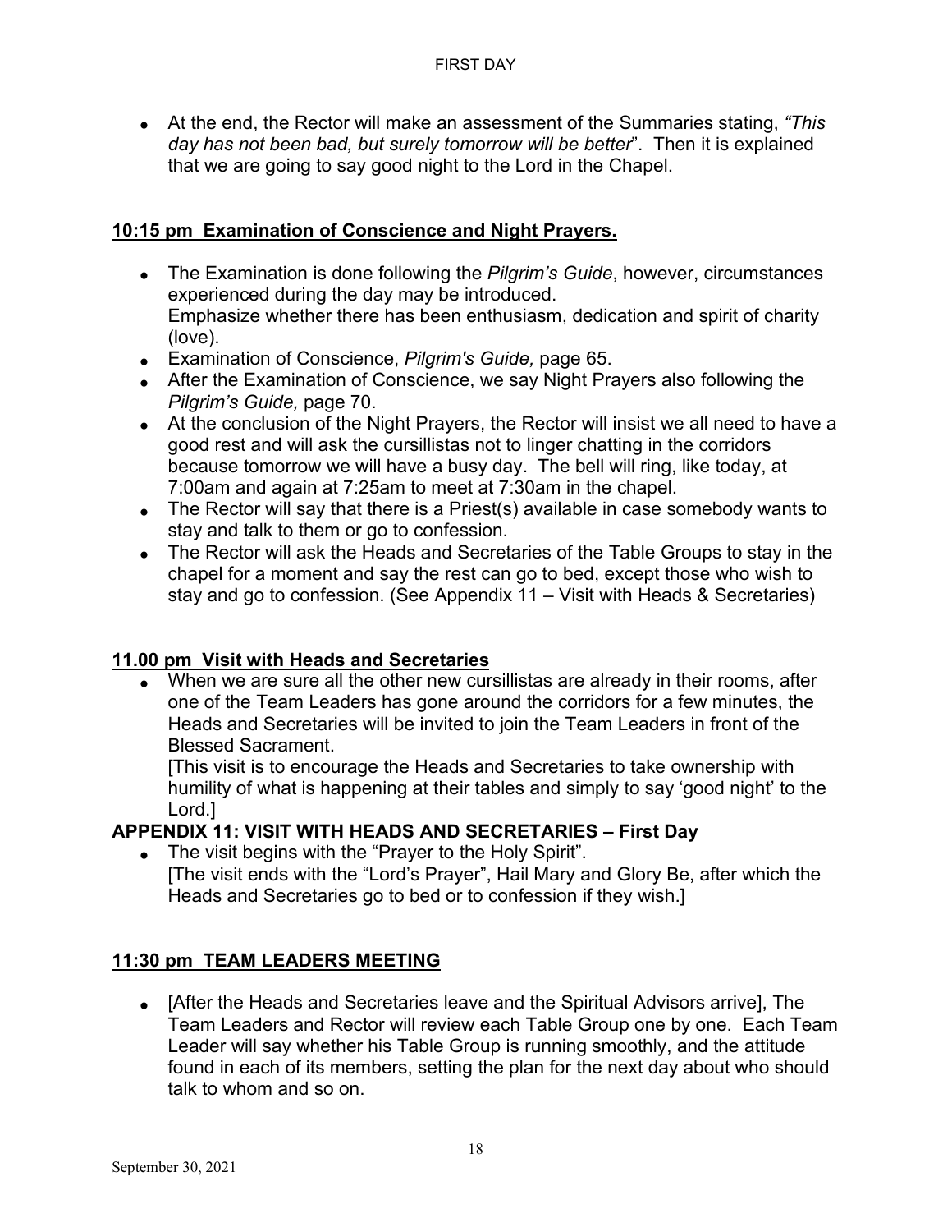- At the end, the Rector will make an assessment of the Summaries stating, *"This day has not been bad, but surely tomorrow will be better*". Then it is explained that we are going to say good night to the Lord in the Chapel.

## 10:15 pm Examination of Conscience and Night Prayers.

- The Examination is done following the *Pilgrim's Guide*, however, circumstances experienced during the day may be introduced.
  Emphasize whether there has been enthusiasm, dedication and spirit of charity (love).
- Examination of Conscience, *Pilgrim's Guide,* page 65.
- After the Examination of Conscience, we say Night Prayers also following the *Pilgrim's Guide,* page 70.
- At the conclusion of the Night Prayers, the Rector will insist we all need to have a good rest and will ask the cursillistas not to linger chatting in the corridors because tomorrow we will have a busy day. The bell will ring, like today, at 7:00am and again at 7:25am to meet at 7:30am in the chapel.
- The Rector will say that there is a Priest(s) available in case somebody wants to stay and talk to them or go to confession.
- The Rector will ask the Heads and Secretaries of the Table Groups to stay in the chapel for a moment and say the rest can go to bed, except those who wish to stay and go to confession. (See Appendix 11 – Visit with Heads & Secretaries)

## 11.00 pm Visit with Heads and Secretaries

- When we are sure all the other new cursillistas are already in their rooms, after one of the Team Leaders has gone around the corridors for a few minutes, the Heads and Secretaries will be invited to join the Team Leaders in front of the Blessed Sacrament.
  [This visit is to encourage the Heads and Secretaries to take ownership with humility of what is happening at their tables and simply to say 'good night' to the Lord.]

## APPENDIX 11: VISIT WITH HEADS AND SECRETARIES – First Day

- The visit begins with the "Prayer to the Holy Spirit".
  [The visit ends with the "Lord's Prayer", Hail Mary and Glory Be, after which the Heads and Secretaries go to bed or to confession if they wish.]

## 11:30 pm TEAM LEADERS MEETING

- [After the Heads and Secretaries leave and the Spiritual Advisors arrive], The Team Leaders and Rector will review each Table Group one by one. Each Team Leader will say whether his Table Group is running smoothly, and the attitude found in each of its members, setting the plan for the next day about who should talk to whom and so on.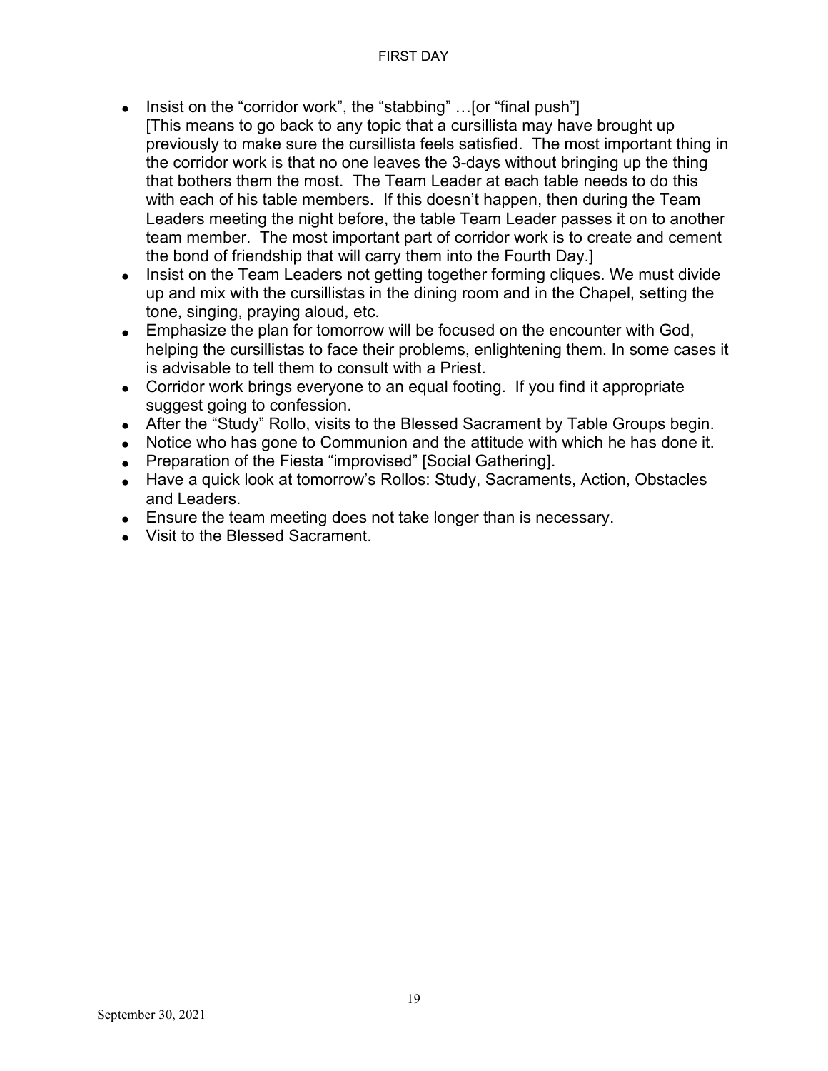- Insist on the "corridor work", the "stabbing" …[or "final push"] [This means to go back to any topic that a cursillista may have brought up previously to make sure the cursillista feels satisfied. The most important thing in the corridor work is that no one leaves the 3-days without bringing up the thing that bothers them the most. The Team Leader at each table needs to do this with each of his table members. If this doesn't happen, then during the Team Leaders meeting the night before, the table Team Leader passes it on to another team member. The most important part of corridor work is to create and cement the bond of friendship that will carry them into the Fourth Day.]
- Insist on the Team Leaders not getting together forming cliques. We must divide up and mix with the cursillistas in the dining room and in the Chapel, setting the tone, singing, praying aloud, etc.
- Emphasize the plan for tomorrow will be focused on the encounter with God, helping the cursillistas to face their problems, enlightening them. In some cases it is advisable to tell them to consult with a Priest.
- Corridor work brings everyone to an equal footing. If you find it appropriate suggest going to confession.
- After the "Study" Rollo, visits to the Blessed Sacrament by Table Groups begin.
- Notice who has gone to Communion and the attitude with which he has done it.
- Preparation of the Fiesta "improvised" [Social Gathering].
- Have a quick look at tomorrow's Rollos: Study, Sacraments, Action, Obstacles and Leaders.
- Ensure the team meeting does not take longer than is necessary.
- Visit to the Blessed Sacrament.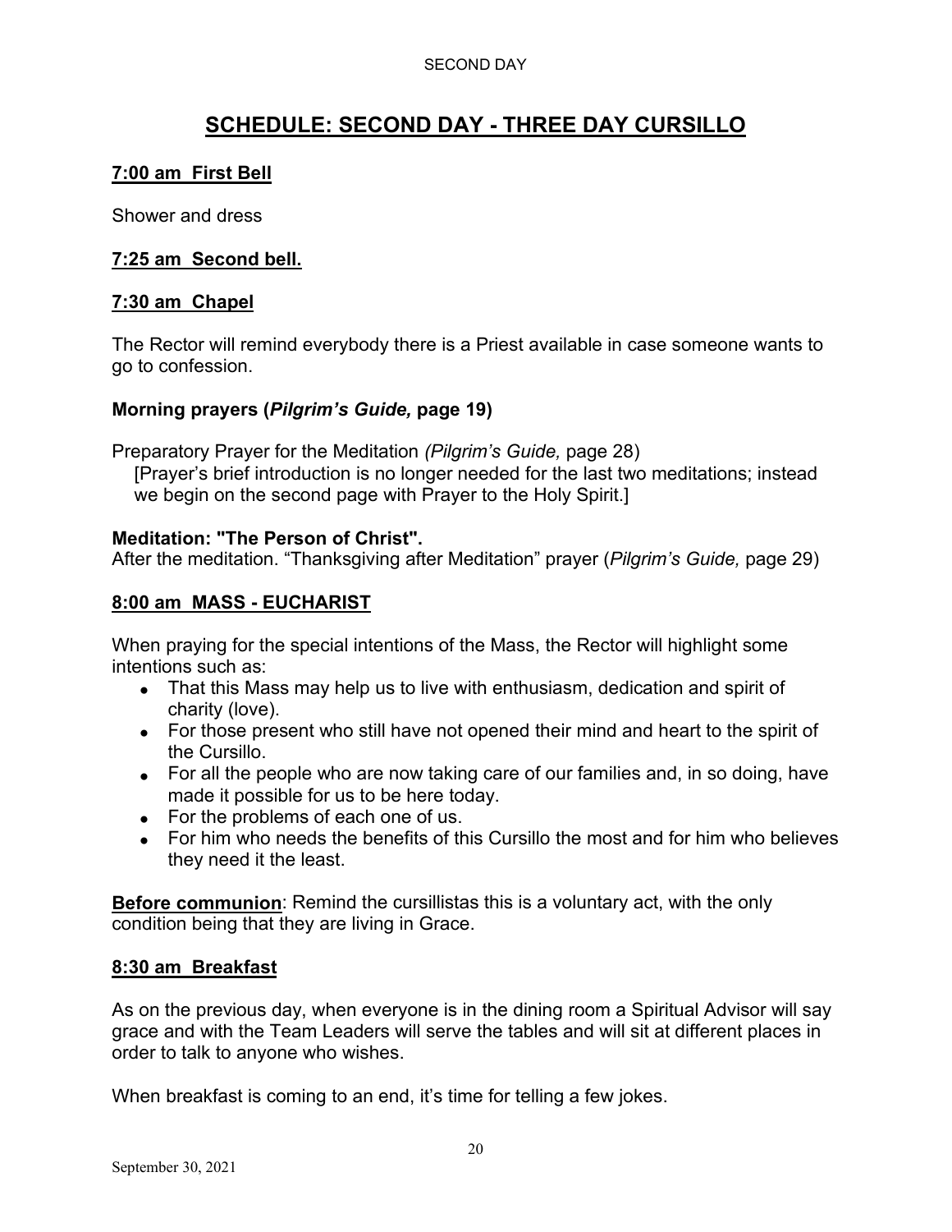# SCHEDULE: SECOND DAY - THREE DAY CURSILLO

## 7:00 am First Bell

Shower and dress

## 7:25 am Second bell.

## 7:30 am Chapel

The Rector will remind everybody there is a Priest available in case someone wants to go to confession.

### Morning prayers (*Pilgrim's Guide,* page 19)

Preparatory Prayer for the Meditation *(Pilgrim's Guide,* page 28)
[Prayer's brief introduction is no longer needed for the last two meditations; instead we begin on the second page with Prayer to the Holy Spirit.]

**Meditation: "The Person of Christ".**
After the meditation. "Thanksgiving after Meditation" prayer (*Pilgrim's Guide,* page 29)

## 8:00 am MASS - EUCHARIST

When praying for the special intentions of the Mass, the Rector will highlight some intentions such as:

- That this Mass may help us to live with enthusiasm, dedication and spirit of charity (love).
- For those present who still have not opened their mind and heart to the spirit of the Cursillo.
- For all the people who are now taking care of our families and, in so doing, have made it possible for us to be here today.
- For the problems of each one of us.
- For him who needs the benefits of this Cursillo the most and for him who believes they need it the least.

**Before communion**: Remind the cursillistas this is a voluntary act, with the only condition being that they are living in Grace.

## 8:30 am Breakfast

As on the previous day, when everyone is in the dining room a Spiritual Advisor will say grace and with the Team Leaders will serve the tables and will sit at different places in order to talk to anyone who wishes.

When breakfast is coming to an end, it's time for telling a few jokes.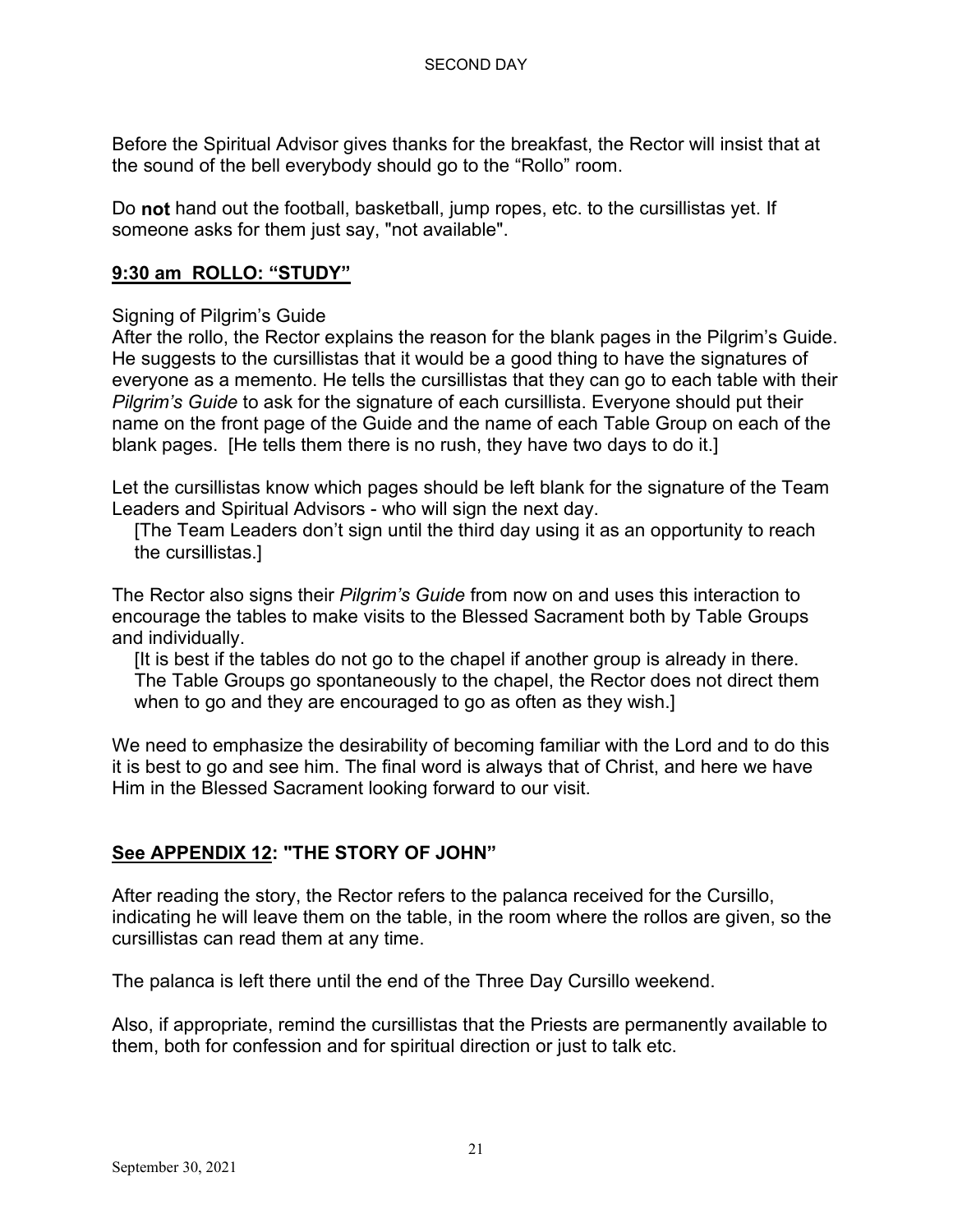Before the Spiritual Advisor gives thanks for the breakfast, the Rector will insist that at the sound of the bell everybody should go to the “Rollo” room.

Do **not** hand out the football, basketball, jump ropes, etc. to the cursillistas yet. If someone asks for them just say, "not available".

## **9:30 am  ROLLO: “STUDY”**

Signing of Pilgrim’s Guide

After the rollo, the Rector explains the reason for the blank pages in the Pilgrim’s Guide. He suggests to the cursillistas that it would be a good thing to have the signatures of everyone as a memento. He tells the cursillistas that they can go to each table with their *Pilgrim’s Guide* to ask for the signature of each cursillista. Everyone should put their name on the front page of the Guide and the name of each Table Group on each of the blank pages. [He tells them there is no rush, they have two days to do it.]

Let the cursillistas know which pages should be left blank for the signature of the Team Leaders and Spiritual Advisors - who will sign the next day.

[The Team Leaders don’t sign until the third day using it as an opportunity to reach the cursillistas.]

The Rector also signs their *Pilgrim’s Guide* from now on and uses this interaction to encourage the tables to make visits to the Blessed Sacrament both by Table Groups and individually.

[It is best if the tables do not go to the chapel if another group is already in there. The Table Groups go spontaneously to the chapel, the Rector does not direct them when to go and they are encouraged to go as often as they wish.]

We need to emphasize the desirability of becoming familiar with the Lord and to do this it is best to go and see him. The final word is always that of Christ, and here we have Him in the Blessed Sacrament looking forward to our visit.

## **See APPENDIX 12: "THE STORY OF JOHN”**

After reading the story, the Rector refers to the palanca received for the Cursillo, indicating he will leave them on the table, in the room where the rollos are given, so the cursillistas can read them at any time.

The palanca is left there until the end of the Three Day Cursillo weekend.

Also, if appropriate, remind the cursillistas that the Priests are permanently available to them, both for confession and for spiritual direction or just to talk etc.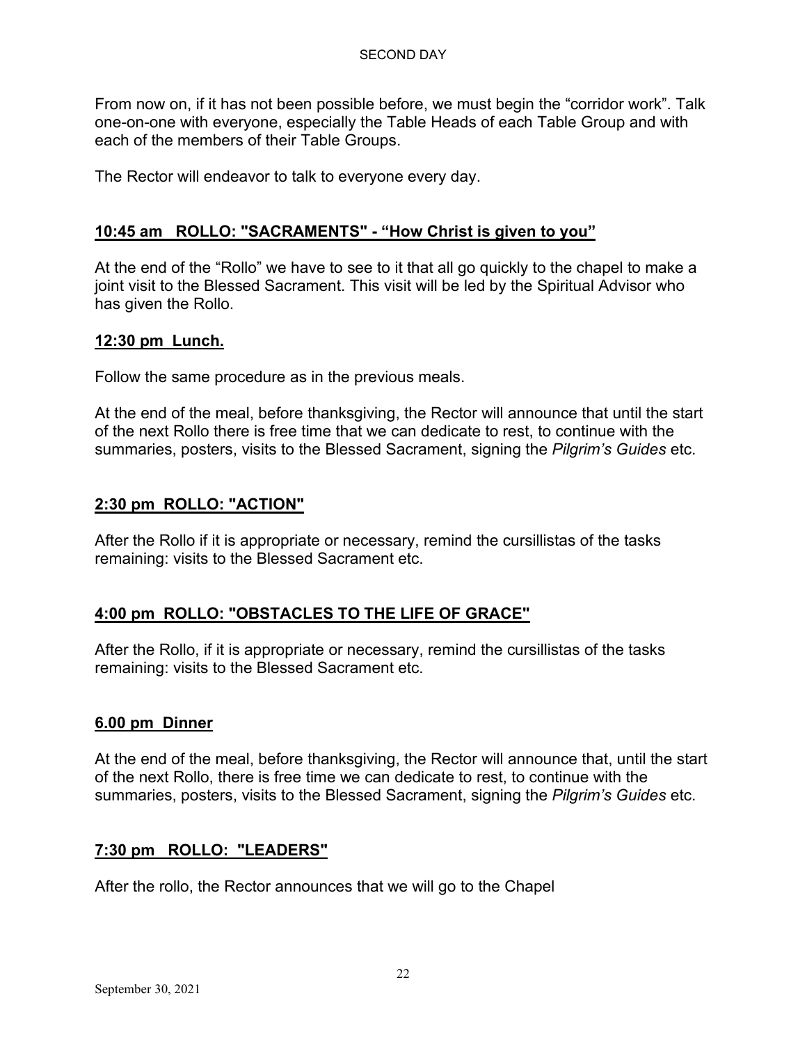From now on, if it has not been possible before, we must begin the “corridor work”. Talk one-on-one with everyone, especially the Table Heads of each Table Group and with each of the members of their Table Groups.

The Rector will endeavor to talk to everyone every day.

**10:45 am ROLLO: "SACRAMENTS" - “How Christ is given to you”**

At the end of the “Rollo” we have to see to it that all go quickly to the chapel to make a joint visit to the Blessed Sacrament. This visit will be led by the Spiritual Advisor who has given the Rollo.

**12:30 pm Lunch.**

Follow the same procedure as in the previous meals.

At the end of the meal, before thanksgiving, the Rector will announce that until the start of the next Rollo there is free time that we can dedicate to rest, to continue with the summaries, posters, visits to the Blessed Sacrament, signing the *Pilgrim’s Guides* etc.

**2:30 pm ROLLO: "ACTION"**

After the Rollo if it is appropriate or necessary, remind the cursillistas of the tasks remaining: visits to the Blessed Sacrament etc.

**4:00 pm ROLLO: "OBSTACLES TO THE LIFE OF GRACE"**

After the Rollo, if it is appropriate or necessary, remind the cursillistas of the tasks remaining: visits to the Blessed Sacrament etc.

**6.00 pm Dinner**

At the end of the meal, before thanksgiving, the Rector will announce that, until the start of the next Rollo, there is free time we can dedicate to rest, to continue with the summaries, posters, visits to the Blessed Sacrament, signing the *Pilgrim’s Guides* etc.

**7:30 pm ROLLO: "LEADERS"**

After the rollo, the Rector announces that we will go to the Chapel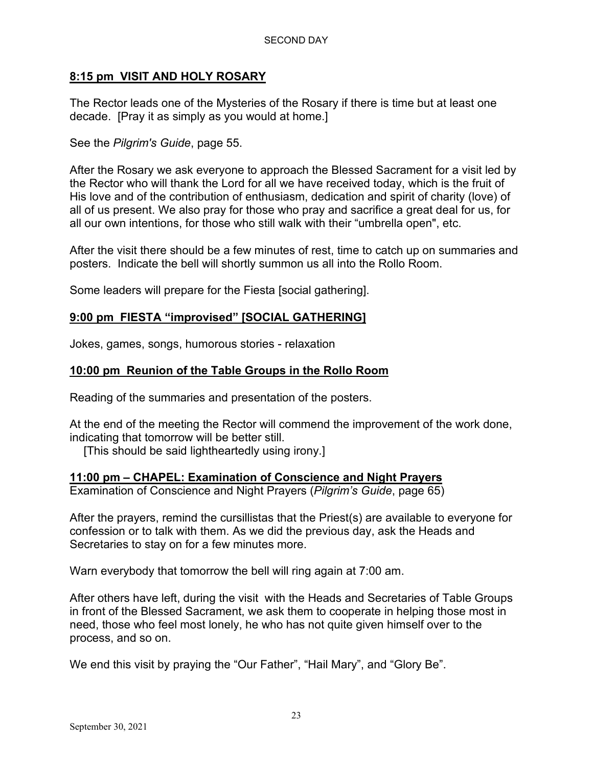## 8:15 pm VISIT AND HOLY ROSARY

The Rector leads one of the Mysteries of the Rosary if there is time but at least one decade. [Pray it as simply as you would at home.]

See the *Pilgrim's Guide*, page 55.

After the Rosary we ask everyone to approach the Blessed Sacrament for a visit led by the Rector who will thank the Lord for all we have received today, which is the fruit of His love and of the contribution of enthusiasm, dedication and spirit of charity (love) of all of us present. We also pray for those who pray and sacrifice a great deal for us, for all our own intentions, for those who still walk with their "umbrella open", etc.

After the visit there should be a few minutes of rest, time to catch up on summaries and posters. Indicate the bell will shortly summon us all into the Rollo Room.

Some leaders will prepare for the Fiesta [social gathering].

## 9:00 pm FIESTA "improvised" [SOCIAL GATHERING]

Jokes, games, songs, humorous stories - relaxation

## 10:00 pm Reunion of the Table Groups in the Rollo Room

Reading of the summaries and presentation of the posters.

At the end of the meeting the Rector will commend the improvement of the work done, indicating that tomorrow will be better still.
[This should be said lightheartedly using irony.]

## 11:00 pm – CHAPEL: Examination of Conscience and Night Prayers

Examination of Conscience and Night Prayers (*Pilgrim's Guide*, page 65)

After the prayers, remind the cursillistas that the Priest(s) are available to everyone for confession or to talk with them. As we did the previous day, ask the Heads and Secretaries to stay on for a few minutes more.

Warn everybody that tomorrow the bell will ring again at 7:00 am.

After others have left, during the visit with the Heads and Secretaries of Table Groups in front of the Blessed Sacrament, we ask them to cooperate in helping those most in need, those who feel most lonely, he who has not quite given himself over to the process, and so on.

We end this visit by praying the "Our Father", "Hail Mary", and "Glory Be".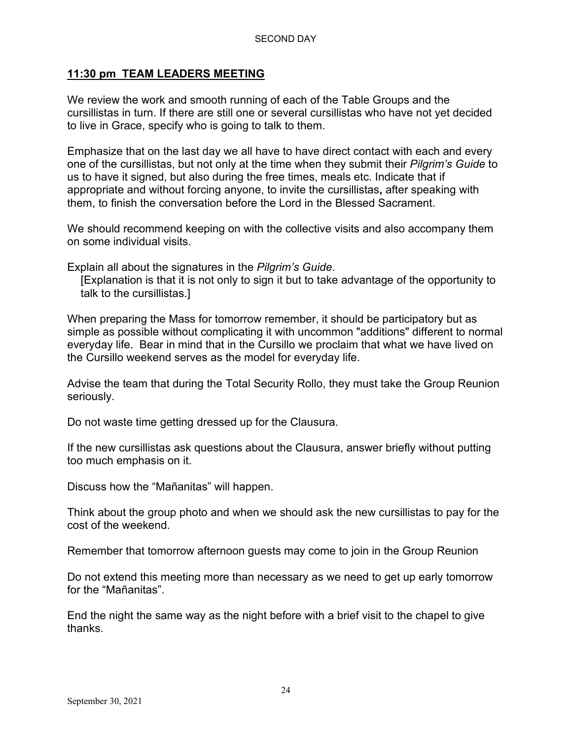## **11:30 pm TEAM LEADERS MEETING**

We review the work and smooth running of each of the Table Groups and the cursillistas in turn. If there are still one or several cursillistas who have not yet decided to live in Grace, specify who is going to talk to them.

Emphasize that on the last day we all have to have direct contact with each and every one of the cursillistas, but not only at the time when they submit their *Pilgrim's Guide* to us to have it signed, but also during the free times, meals etc. Indicate that if appropriate and without forcing anyone, to invite the cursillistas**,** after speaking with them, to finish the conversation before the Lord in the Blessed Sacrament.

We should recommend keeping on with the collective visits and also accompany them on some individual visits.

Explain all about the signatures in the *Pilgrim's Guide*.

[Explanation is that it is not only to sign it but to take advantage of the opportunity to talk to the cursillistas.]

When preparing the Mass for tomorrow remember, it should be participatory but as simple as possible without complicating it with uncommon "additions" different to normal everyday life. Bear in mind that in the Cursillo we proclaim that what we have lived on the Cursillo weekend serves as the model for everyday life.

Advise the team that during the Total Security Rollo, they must take the Group Reunion seriously.

Do not waste time getting dressed up for the Clausura.

If the new cursillistas ask questions about the Clausura, answer briefly without putting too much emphasis on it.

Discuss how the "Mañanitas" will happen.

Think about the group photo and when we should ask the new cursillistas to pay for the cost of the weekend.

Remember that tomorrow afternoon guests may come to join in the Group Reunion

Do not extend this meeting more than necessary as we need to get up early tomorrow for the "Mañanitas".

End the night the same way as the night before with a brief visit to the chapel to give thanks.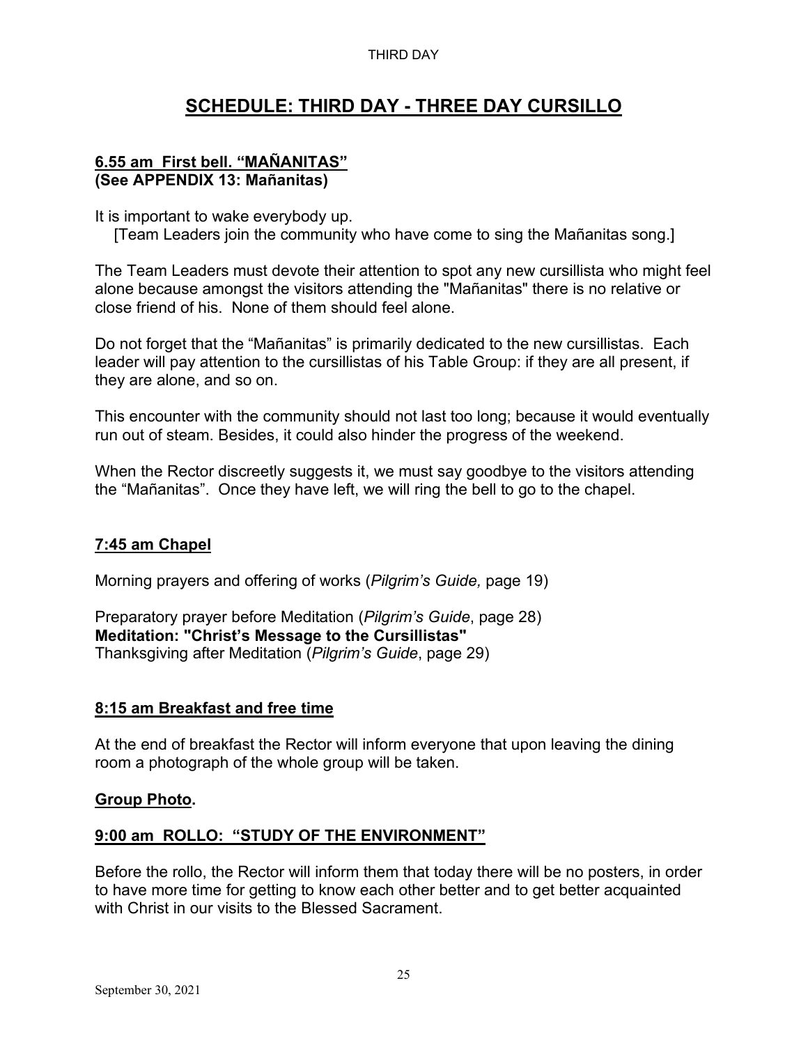# SCHEDULE: THIRD DAY - THREE DAY CURSILLO

**6.55 am First bell. “MAÑANITAS”**
**(See APPENDIX 13: Mañanitas)**

It is important to wake everybody up.
[Team Leaders join the community who have come to sing the Mañanitas song.]

The Team Leaders must devote their attention to spot any new cursillista who might feel alone because amongst the visitors attending the "Mañanitas" there is no relative or close friend of his. None of them should feel alone.

Do not forget that the “Mañanitas” is primarily dedicated to the new cursillistas. Each leader will pay attention to the cursillistas of his Table Group: if they are all present, if they are alone, and so on.

This encounter with the community should not last too long; because it would eventually run out of steam. Besides, it could also hinder the progress of the weekend.

When the Rector discreetly suggests it, we must say goodbye to the visitors attending the “Mañanitas”. Once they have left, we will ring the bell to go to the chapel.

**7:45 am Chapel**

Morning prayers and offering of works (*Pilgrim’s Guide,* page 19)

Preparatory prayer before Meditation (*Pilgrim’s Guide*, page 28)
**Meditation: "Christ’s Message to the Cursillistas"**
Thanksgiving after Meditation (*Pilgrim’s Guide*, page 29)

**8:15 am Breakfast and free time**

At the end of breakfast the Rector will inform everyone that upon leaving the dining room a photograph of the whole group will be taken.

**Group Photo.**

**9:00 am ROLLO: “STUDY OF THE ENVIRONMENT”**

Before the rollo, the Rector will inform them that today there will be no posters, in order to have more time for getting to know each other better and to get better acquainted with Christ in our visits to the Blessed Sacrament.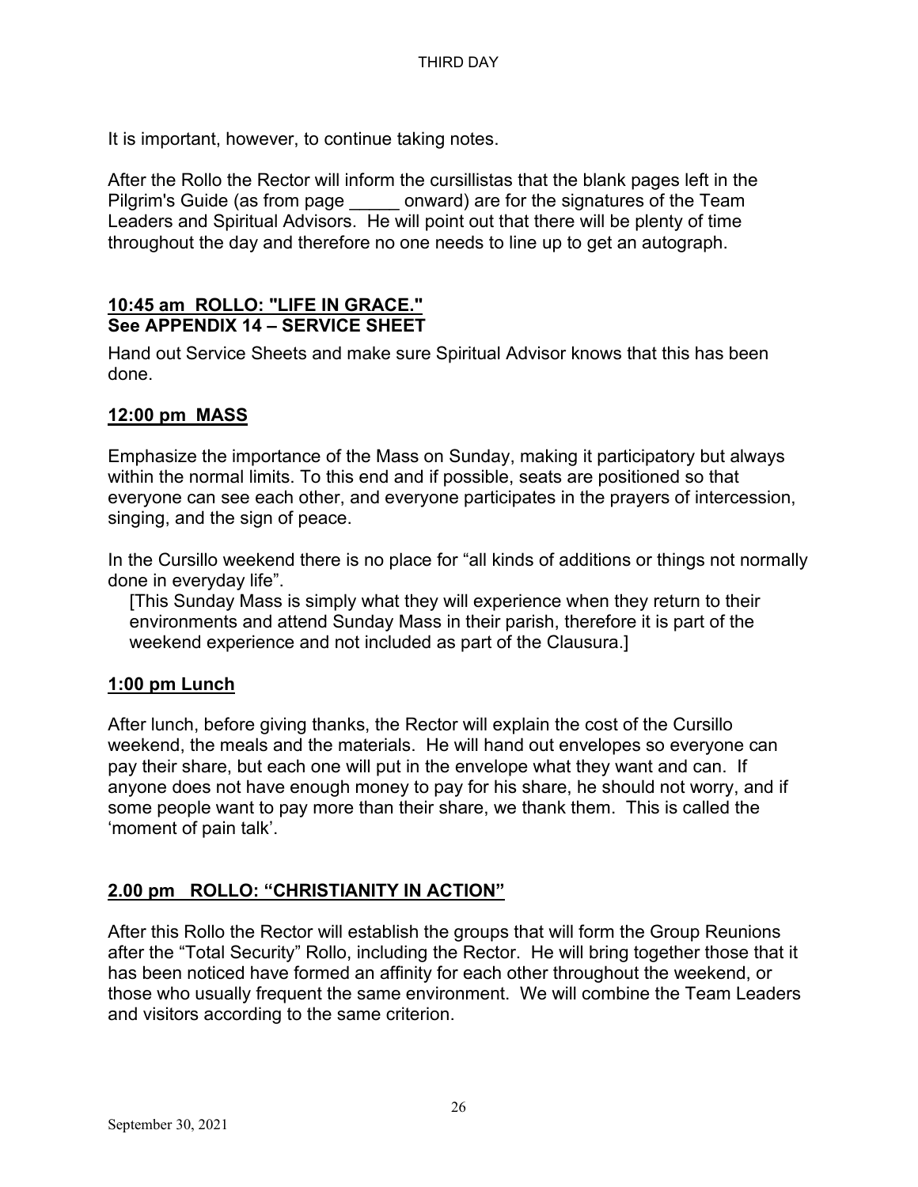It is important, however, to continue taking notes.

After the Rollo the Rector will inform the cursillistas that the blank pages left in the Pilgrim's Guide (as from page _____ onward) are for the signatures of the Team Leaders and Spiritual Advisors. He will point out that there will be plenty of time throughout the day and therefore no one needs to line up to get an autograph.

## 10:45 am ROLLO: "LIFE IN GRACE."
## See APPENDIX 14 – SERVICE SHEET

Hand out Service Sheets and make sure Spiritual Advisor knows that this has been done.

## 12:00 pm MASS

Emphasize the importance of the Mass on Sunday, making it participatory but always within the normal limits. To this end and if possible, seats are positioned so that everyone can see each other, and everyone participates in the prayers of intercession, singing, and the sign of peace.

In the Cursillo weekend there is no place for "all kinds of additions or things not normally done in everyday life".

> [This Sunday Mass is simply what they will experience when they return to their environments and attend Sunday Mass in their parish, therefore it is part of the weekend experience and not included as part of the Clausura.]

## 1:00 pm Lunch

After lunch, before giving thanks, the Rector will explain the cost of the Cursillo weekend, the meals and the materials. He will hand out envelopes so everyone can pay their share, but each one will put in the envelope what they want and can. If anyone does not have enough money to pay for his share, he should not worry, and if some people want to pay more than their share, we thank them. This is called the 'moment of pain talk'.

## 2.00 pm ROLLO: "CHRISTIANITY IN ACTION"

After this Rollo the Rector will establish the groups that will form the Group Reunions after the "Total Security" Rollo, including the Rector. He will bring together those that it has been noticed have formed an affinity for each other throughout the weekend, or those who usually frequent the same environment. We will combine the Team Leaders and visitors according to the same criterion.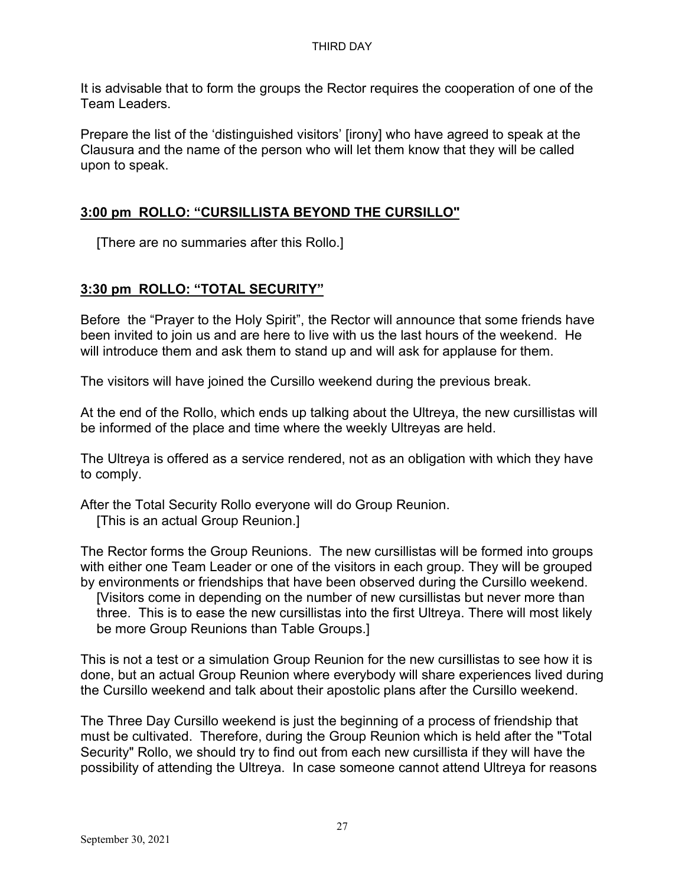It is advisable that to form the groups the Rector requires the cooperation of one of the Team Leaders.

Prepare the list of the 'distinguished visitors' [irony] who have agreed to speak at the Clausura and the name of the person who will let them know that they will be called upon to speak.

## **3:00 pm ROLLO: "CURSILLISTA BEYOND THE CURSILLO"**

[There are no summaries after this Rollo.]

## **3:30 pm ROLLO: "TOTAL SECURITY"**

Before the "Prayer to the Holy Spirit", the Rector will announce that some friends have been invited to join us and are here to live with us the last hours of the weekend. He will introduce them and ask them to stand up and will ask for applause for them.

The visitors will have joined the Cursillo weekend during the previous break.

At the end of the Rollo, which ends up talking about the Ultreya, the new cursillistas will be informed of the place and time where the weekly Ultreyas are held.

The Ultreya is offered as a service rendered, not as an obligation with which they have to comply.

After the Total Security Rollo everyone will do Group Reunion.
[This is an actual Group Reunion.]

The Rector forms the Group Reunions. The new cursillistas will be formed into groups with either one Team Leader or one of the visitors in each group. They will be grouped by environments or friendships that have been observed during the Cursillo weekend.
[Visitors come in depending on the number of new cursillistas but never more than three. This is to ease the new cursillistas into the first Ultreya. There will most likely be more Group Reunions than Table Groups.]

This is not a test or a simulation Group Reunion for the new cursillistas to see how it is done, but an actual Group Reunion where everybody will share experiences lived during the Cursillo weekend and talk about their apostolic plans after the Cursillo weekend.

The Three Day Cursillo weekend is just the beginning of a process of friendship that must be cultivated. Therefore, during the Group Reunion which is held after the "Total Security" Rollo, we should try to find out from each new cursillista if they will have the possibility of attending the Ultreya. In case someone cannot attend Ultreya for reasons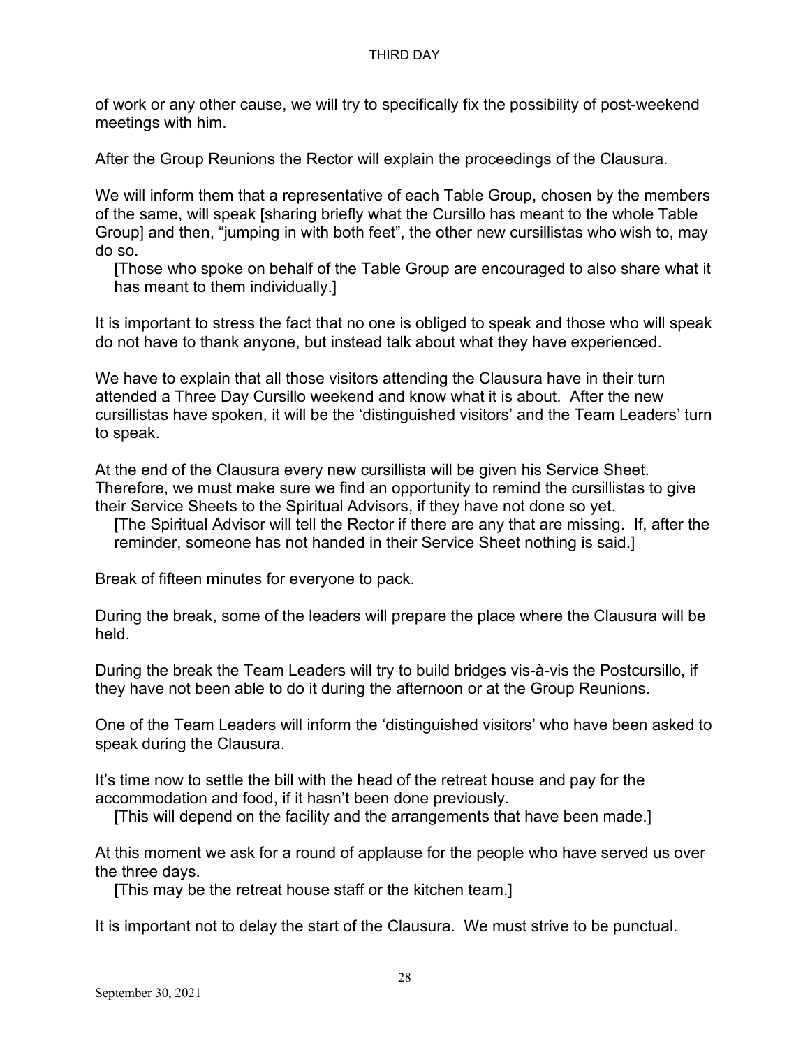of work or any other cause, we will try to specifically fix the possibility of post-weekend meetings with him.

After the Group Reunions the Rector will explain the proceedings of the Clausura.

We will inform them that a representative of each Table Group, chosen by the members of the same, will speak [sharing briefly what the Cursillo has meant to the whole Table Group] and then, "jumping in with both feet", the other new cursillistas who wish to, may do so.

> [Those who spoke on behalf of the Table Group are encouraged to also share what it has meant to them individually.]

It is important to stress the fact that no one is obliged to speak and those who will speak do not have to thank anyone, but instead talk about what they have experienced.

We have to explain that all those visitors attending the Clausura have in their turn attended a Three Day Cursillo weekend and know what it is about. After the new cursillistas have spoken, it will be the 'distinguished visitors' and the Team Leaders' turn to speak.

At the end of the Clausura every new cursillista will be given his Service Sheet. Therefore, we must make sure we find an opportunity to remind the cursillistas to give their Service Sheets to the Spiritual Advisors, if they have not done so yet.

> [The Spiritual Advisor will tell the Rector if there are any that are missing. If, after the reminder, someone has not handed in their Service Sheet nothing is said.]

Break of fifteen minutes for everyone to pack.

During the break, some of the leaders will prepare the place where the Clausura will be held.

During the break the Team Leaders will try to build bridges vis-à-vis the Postcursillo, if they have not been able to do it during the afternoon or at the Group Reunions.

One of the Team Leaders will inform the 'distinguished visitors' who have been asked to speak during the Clausura.

It's time now to settle the bill with the head of the retreat house and pay for the accommodation and food, if it hasn't been done previously.

> [This will depend on the facility and the arrangements that have been made.]

At this moment we ask for a round of applause for the people who have served us over the three days.

> [This may be the retreat house staff or the kitchen team.]

It is important not to delay the start of the Clausura. We must strive to be punctual.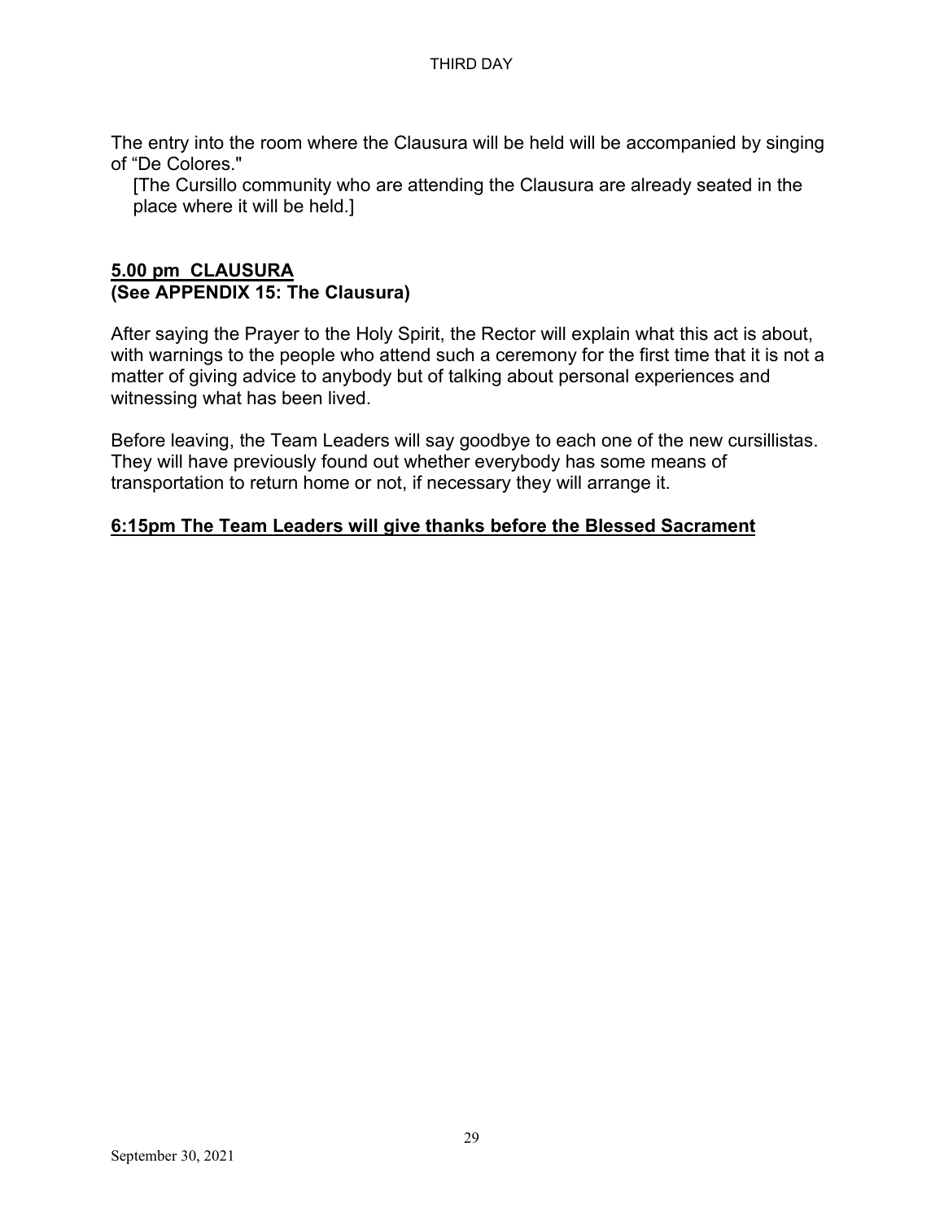The entry into the room where the Clausura will be held will be accompanied by singing of “De Colores."

[The Cursillo community who are attending the Clausura are already seated in the place where it will be held.]

**5.00 pm  CLAUSURA**
**(See APPENDIX 15: The Clausura)**

After saying the Prayer to the Holy Spirit, the Rector will explain what this act is about, with warnings to the people who attend such a ceremony for the first time that it is not a matter of giving advice to anybody but of talking about personal experiences and witnessing what has been lived.

Before leaving, the Team Leaders will say goodbye to each one of the new cursillistas. They will have previously found out whether everybody has some means of transportation to return home or not, if necessary they will arrange it.

**6:15pm The Team Leaders will give thanks before the Blessed Sacrament**